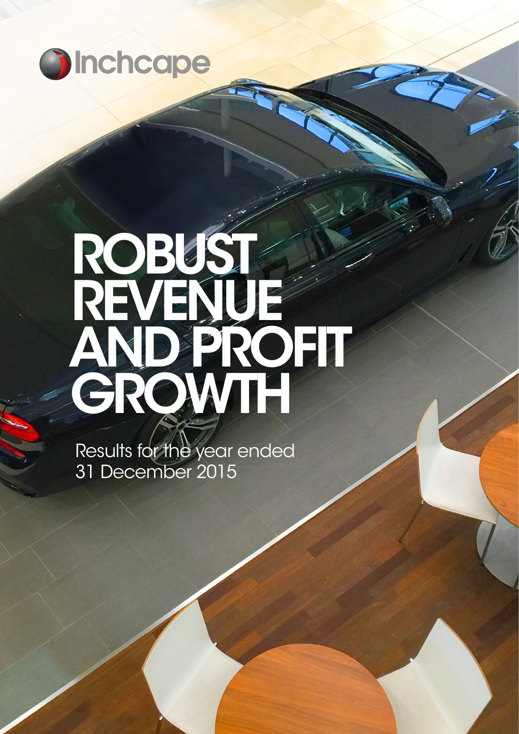Inchcape

# ROBUST REVENUE AND PROFIT GROWTH

Results for the year ended 31 December 2015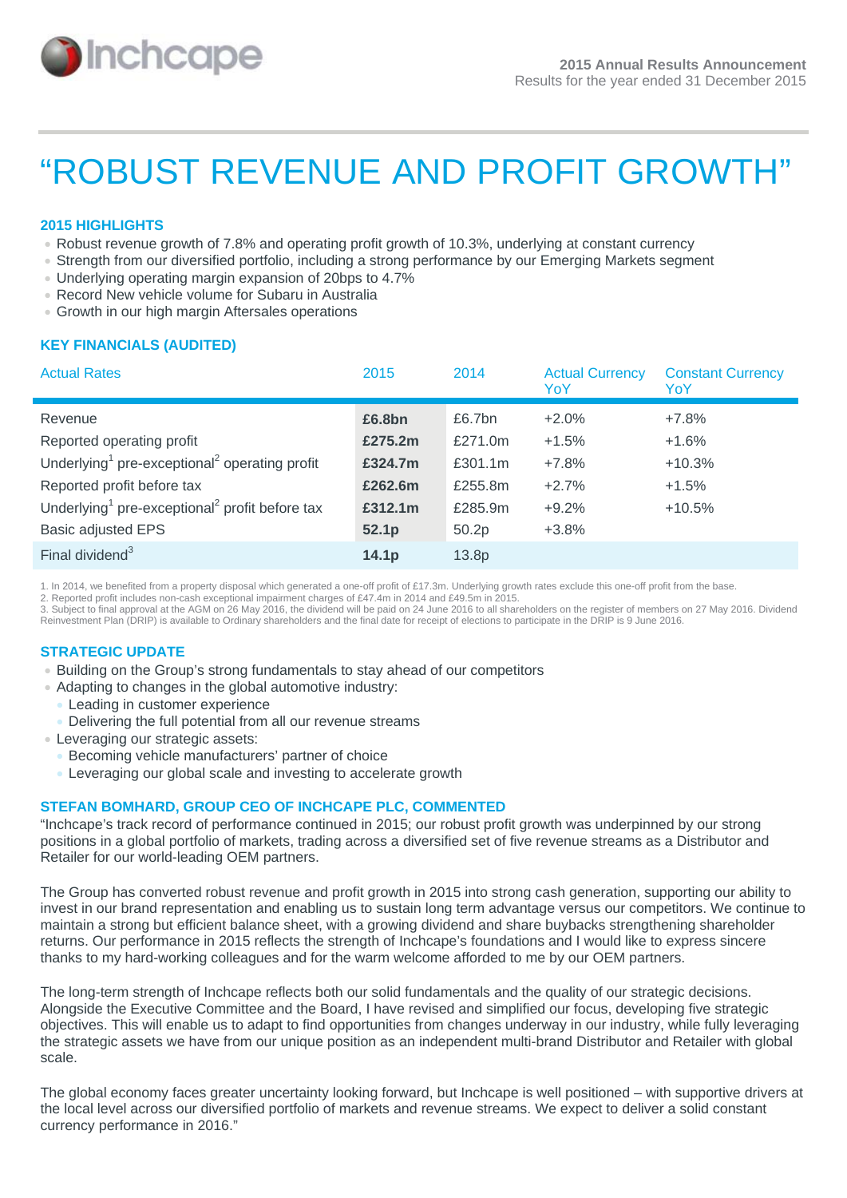Inchcape

**2015 Annual Results Announcement**
Results for the year ended 31 December 2015

# "ROBUST REVENUE AND PROFIT GROWTH"

## 2015 HIGHLIGHTS

- Robust revenue growth of 7.8% and operating profit growth of 10.3%, underlying at constant currency
- Strength from our diversified portfolio, including a strong performance by our Emerging Markets segment
- Underlying operating margin expansion of 20bps to 4.7%
- Record New vehicle volume for Subaru in Australia
- Growth in our high margin Aftersales operations

## KEY FINANCIALS (AUDITED)

| Actual Rates | 2015 | 2014 | Actual Currency YoY | Constant Currency YoY |
|---|---|---|---|---|
| Revenue | **£6.8bn** | £6.7bn | +2.0% | +7.8% |
| Reported operating profit | **£275.2m** | £271.0m | +1.5% | +1.6% |
| Underlying[1] pre-exceptional[2] operating profit | **£324.7m** | £301.1m | +7.8% | +10.3% |
| Reported profit before tax | **£262.6m** | £255.8m | +2.7% | +1.5% |
| Underlying[1] pre-exceptional[2] profit before tax | **£312.1m** | £285.9m | +9.2% | +10.5% |
| Basic adjusted EPS | **52.1p** | 50.2p | +3.8% | |
| Final dividend[3] | **14.1p** | 13.8p | | |

1. In 2014, we benefited from a property disposal which generated a one-off profit of £17.3m. Underlying growth rates exclude this one-off profit from the base.
2. Reported profit includes non-cash exceptional impairment charges of £47.4m in 2014 and £49.5m in 2015.
3. Subject to final approval at the AGM on 26 May 2016, the dividend will be paid on 24 June 2016 to all shareholders on the register of members on 27 May 2016. Dividend Reinvestment Plan (DRIP) is available to Ordinary shareholders and the final date for receipt of elections to participate in the DRIP is 9 June 2016.

## STRATEGIC UPDATE

- Building on the Group's strong fundamentals to stay ahead of our competitors
- Adapting to changes in the global automotive industry:
  - Leading in customer experience
  - Delivering the full potential from all our revenue streams
- Leveraging our strategic assets:
  - Becoming vehicle manufacturers' partner of choice
  - Leveraging our global scale and investing to accelerate growth

## STEFAN BOMHARD, GROUP CEO OF INCHCAPE PLC, COMMENTED

"Inchcape's track record of performance continued in 2015; our robust profit growth was underpinned by our strong positions in a global portfolio of markets, trading across a diversified set of five revenue streams as a Distributor and Retailer for our world-leading OEM partners.

The Group has converted robust revenue and profit growth in 2015 into strong cash generation, supporting our ability to invest in our brand representation and enabling us to sustain long term advantage versus our competitors. We continue to maintain a strong but efficient balance sheet, with a growing dividend and share buybacks strengthening shareholder returns. Our performance in 2015 reflects the strength of Inchcape's foundations and I would like to express sincere thanks to my hard-working colleagues and for the warm welcome afforded to me by our OEM partners.

The long-term strength of Inchcape reflects both our solid fundamentals and the quality of our strategic decisions. Alongside the Executive Committee and the Board, I have revised and simplified our focus, developing five strategic objectives. This will enable us to adapt to find opportunities from changes underway in our industry, while fully leveraging the strategic assets we have from our unique position as an independent multi-brand Distributor and Retailer with global scale.

The global economy faces greater uncertainty looking forward, but Inchcape is well positioned – with supportive drivers at the local level across our diversified portfolio of markets and revenue streams. We expect to deliver a solid constant currency performance in 2016."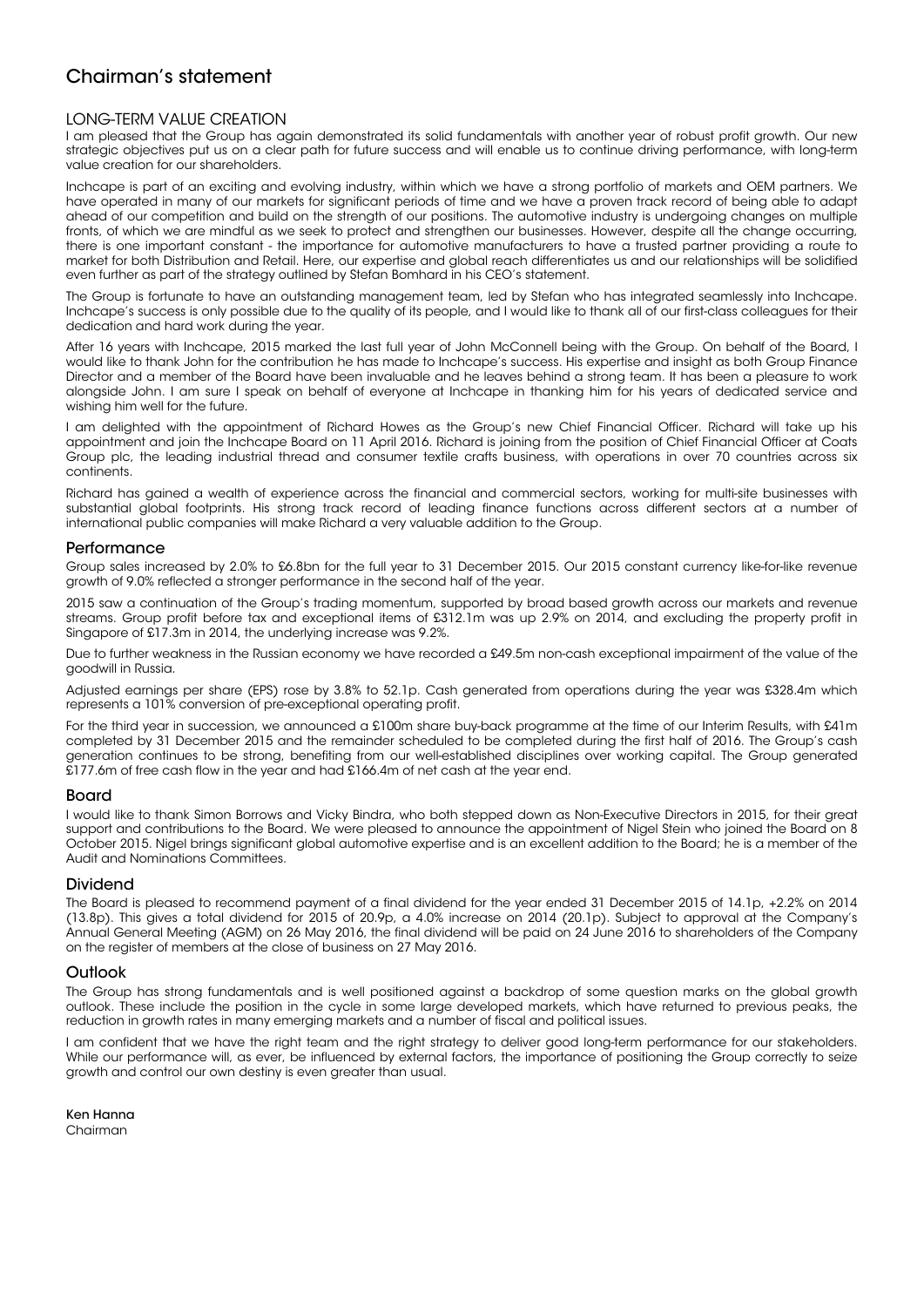# Chairman's statement

## LONG-TERM VALUE CREATION

I am pleased that the Group has again demonstrated its solid fundamentals with another year of robust profit growth. Our new strategic objectives put us on a clear path for future success and will enable us to continue driving performance, with long-term value creation for our shareholders.

Inchcape is part of an exciting and evolving industry, within which we have a strong portfolio of markets and OEM partners. We have operated in many of our markets for significant periods of time and we have a proven track record of being able to adapt ahead of our competition and build on the strength of our positions. The automotive industry is undergoing changes on multiple fronts, of which we are mindful as we seek to protect and strengthen our businesses. However, despite all the change occurring, there is one important constant - the importance for automotive manufacturers to have a trusted partner providing a route to market for both Distribution and Retail. Here, our expertise and global reach differentiates us and our relationships will be solidified even further as part of the strategy outlined by Stefan Bomhard in his CEO's statement.

The Group is fortunate to have an outstanding management team, led by Stefan who has integrated seamlessly into Inchcape. Inchcape's success is only possible due to the quality of its people, and I would like to thank all of our first-class colleagues for their dedication and hard work during the year.

After 16 years with Inchcape, 2015 marked the last full year of John McConnell being with the Group. On behalf of the Board, I would like to thank John for the contribution he has made to Inchcape's success. His expertise and insight as both Group Finance Director and a member of the Board have been invaluable and he leaves behind a strong team. It has been a pleasure to work alongside John. I am sure I speak on behalf of everyone at Inchcape in thanking him for his years of dedicated service and wishing him well for the future.

I am delighted with the appointment of Richard Howes as the Group's new Chief Financial Officer. Richard will take up his appointment and join the Inchcape Board on 11 April 2016. Richard is joining from the position of Chief Financial Officer at Coats Group plc, the leading industrial thread and consumer textile crafts business, with operations in over 70 countries across six continents.

Richard has gained a wealth of experience across the financial and commercial sectors, working for multi-site businesses with substantial global footprints. His strong track record of leading finance functions across different sectors at a number of international public companies will make Richard a very valuable addition to the Group.

## Performance

Group sales increased by 2.0% to £6.8bn for the full year to 31 December 2015. Our 2015 constant currency like-for-like revenue growth of 9.0% reflected a stronger performance in the second half of the year.

2015 saw a continuation of the Group's trading momentum, supported by broad based growth across our markets and revenue streams. Group profit before tax and exceptional items of £312.1m was up 2.9% on 2014, and excluding the property profit in Singapore of £17.3m in 2014, the underlying increase was 9.2%.

Due to further weakness in the Russian economy we have recorded a £49.5m non-cash exceptional impairment of the value of the goodwill in Russia.

Adjusted earnings per share (EPS) rose by 3.8% to 52.1p. Cash generated from operations during the year was £328.4m which represents a 101% conversion of pre-exceptional operating profit.

For the third year in succession, we announced a £100m share buy-back programme at the time of our Interim Results, with £41m completed by 31 December 2015 and the remainder scheduled to be completed during the first half of 2016. The Group's cash generation continues to be strong, benefiting from our well-established disciplines over working capital. The Group generated £177.6m of free cash flow in the year and had £166.4m of net cash at the year end.

## Board

I would like to thank Simon Borrows and Vicky Bindra, who both stepped down as Non-Executive Directors in 2015, for their great support and contributions to the Board. We were pleased to announce the appointment of Nigel Stein who joined the Board on 8 October 2015. Nigel brings significant global automotive expertise and is an excellent addition to the Board; he is a member of the Audit and Nominations Committees.

## Dividend

The Board is pleased to recommend payment of a final dividend for the year ended 31 December 2015 of 14.1p, +2.2% on 2014 (13.8p). This gives a total dividend for 2015 of 20.9p, a 4.0% increase on 2014 (20.1p). Subject to approval at the Company's Annual General Meeting (AGM) on 26 May 2016, the final dividend will be paid on 24 June 2016 to shareholders of the Company on the register of members at the close of business on 27 May 2016.

## Outlook

The Group has strong fundamentals and is well positioned against a backdrop of some question marks on the global growth outlook. These include the position in the cycle in some large developed markets, which have returned to previous peaks, the reduction in growth rates in many emerging markets and a number of fiscal and political issues.

I am confident that we have the right team and the right strategy to deliver good long-term performance for our stakeholders. While our performance will, as ever, be influenced by external factors, the importance of positioning the Group correctly to seize growth and control our own destiny is even greater than usual.

**Ken Hanna**
Chairman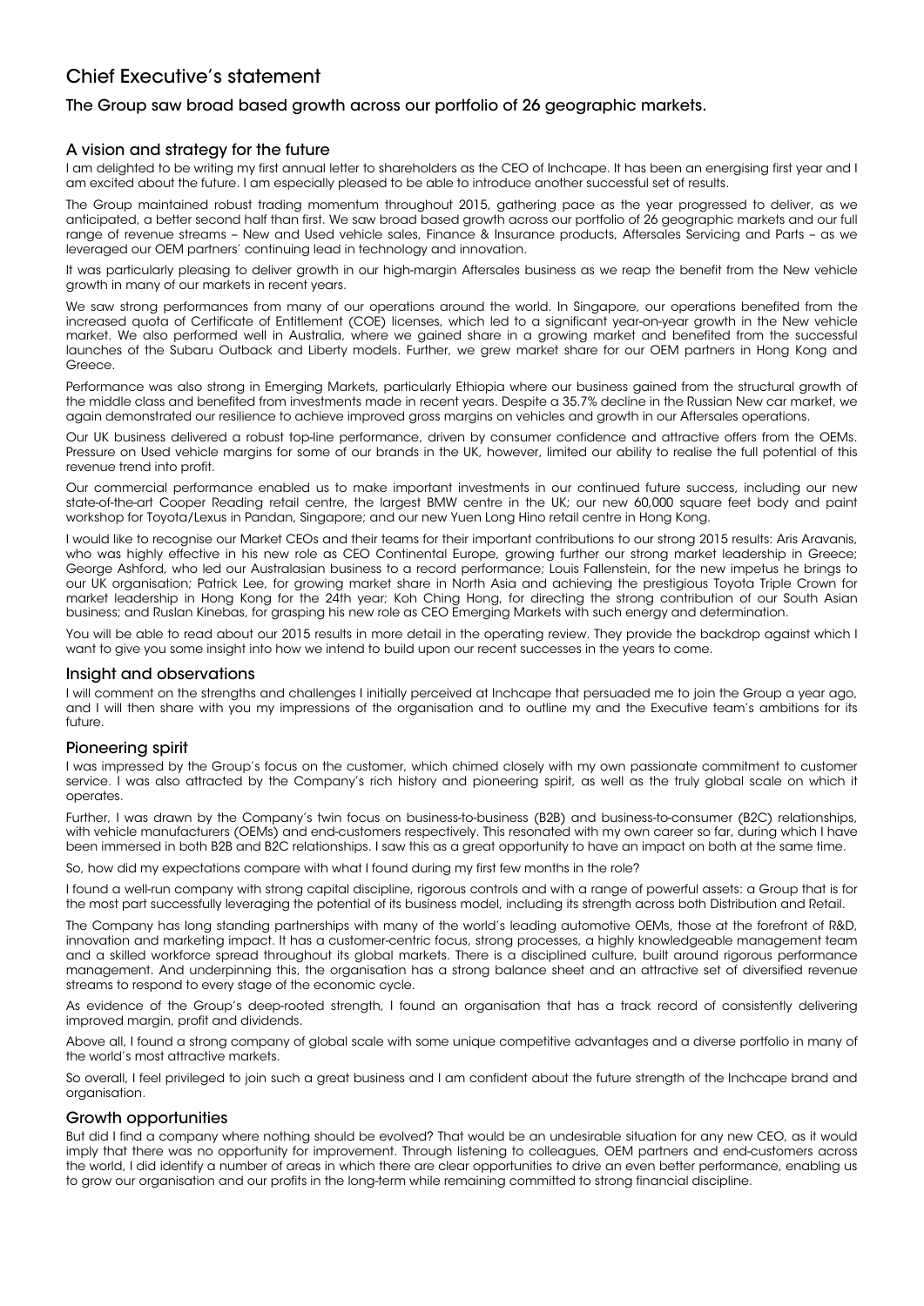# Chief Executive's statement

## The Group saw broad based growth across our portfolio of 26 geographic markets.

### A vision and strategy for the future

I am delighted to be writing my first annual letter to shareholders as the CEO of Inchcape. It has been an energising first year and I am excited about the future. I am especially pleased to be able to introduce another successful set of results.

The Group maintained robust trading momentum throughout 2015, gathering pace as the year progressed to deliver, as we anticipated, a better second half than first. We saw broad based growth across our portfolio of 26 geographic markets and our full range of revenue streams – New and Used vehicle sales, Finance & Insurance products, Aftersales Servicing and Parts – as we leveraged our OEM partners' continuing lead in technology and innovation.

It was particularly pleasing to deliver growth in our high-margin Aftersales business as we reap the benefit from the New vehicle growth in many of our markets in recent years.

We saw strong performances from many of our operations around the world. In Singapore, our operations benefited from the increased quota of Certificate of Entitlement (COE) licenses, which led to a significant year-on-year growth in the New vehicle market. We also performed well in Australia, where we gained share in a growing market and benefited from the successful launches of the Subaru Outback and Liberty models. Further, we grew market share for our OEM partners in Hong Kong and Greece.

Performance was also strong in Emerging Markets, particularly Ethiopia where our business gained from the structural growth of the middle class and benefited from investments made in recent years. Despite a 35.7% decline in the Russian New car market, we again demonstrated our resilience to achieve improved gross margins on vehicles and growth in our Aftersales operations.

Our UK business delivered a robust top-line performance, driven by consumer confidence and attractive offers from the OEMs. Pressure on Used vehicle margins for some of our brands in the UK, however, limited our ability to realise the full potential of this revenue trend into profit.

Our commercial performance enabled us to make important investments in our continued future success, including our new state-of-the-art Cooper Reading retail centre, the largest BMW centre in the UK; our new 60,000 square feet body and paint workshop for Toyota/Lexus in Pandan, Singapore; and our new Yuen Long Hino retail centre in Hong Kong.

I would like to recognise our Market CEOs and their teams for their important contributions to our strong 2015 results: Aris Aravanis, who was highly effective in his new role as CEO Continental Europe, growing further our strong market leadership in Greece; George Ashford, who led our Australasian business to a record performance; Louis Fallenstein, for the new impetus he brings to our UK organisation; Patrick Lee, for growing market share in North Asia and achieving the prestigious Toyota Triple Crown for market leadership in Hong Kong for the 24th year; Koh Ching Hong, for directing the strong contribution of our South Asian business; and Ruslan Kinebas, for grasping his new role as CEO Emerging Markets with such energy and determination.

You will be able to read about our 2015 results in more detail in the operating review. They provide the backdrop against which I want to give you some insight into how we intend to build upon our recent successes in the years to come.

### Insight and observations

I will comment on the strengths and challenges I initially perceived at Inchcape that persuaded me to join the Group a year ago, and I will then share with you my impressions of the organisation and to outline my and the Executive team's ambitions for its future.

### Pioneering spirit

I was impressed by the Group's focus on the customer, which chimed closely with my own passionate commitment to customer service. I was also attracted by the Company's rich history and pioneering spirit, as well as the truly global scale on which it operates.

Further, I was drawn by the Company's twin focus on business-to-business (B2B) and business-to-consumer (B2C) relationships, with vehicle manufacturers (OEMs) and end-customers respectively. This resonated with my own career so far, during which I have been immersed in both B2B and B2C relationships. I saw this as a great opportunity to have an impact on both at the same time.

So, how did my expectations compare with what I found during my first few months in the role?

I found a well-run company with strong capital discipline, rigorous controls and with a range of powerful assets: a Group that is for the most part successfully leveraging the potential of its business model, including its strength across both Distribution and Retail.

The Company has long standing partnerships with many of the world's leading automotive OEMs, those at the forefront of R&D, innovation and marketing impact. It has a customer-centric focus, strong processes, a highly knowledgeable management team and a skilled workforce spread throughout its global markets. There is a disciplined culture, built around rigorous performance management. And underpinning this, the organisation has a strong balance sheet and an attractive set of diversified revenue streams to respond to every stage of the economic cycle.

As evidence of the Group's deep-rooted strength, I found an organisation that has a track record of consistently delivering improved margin, profit and dividends.

Above all, I found a strong company of global scale with some unique competitive advantages and a diverse portfolio in many of the world's most attractive markets.

So overall, I feel privileged to join such a great business and I am confident about the future strength of the Inchcape brand and organisation.

### Growth opportunities

But did I find a company where nothing should be evolved? That would be an undesirable situation for any new CEO, as it would imply that there was no opportunity for improvement. Through listening to colleagues, OEM partners and end-customers across the world, I did identify a number of areas in which there are clear opportunities to drive an even better performance, enabling us to grow our organisation and our profits in the long-term while remaining committed to strong financial discipline.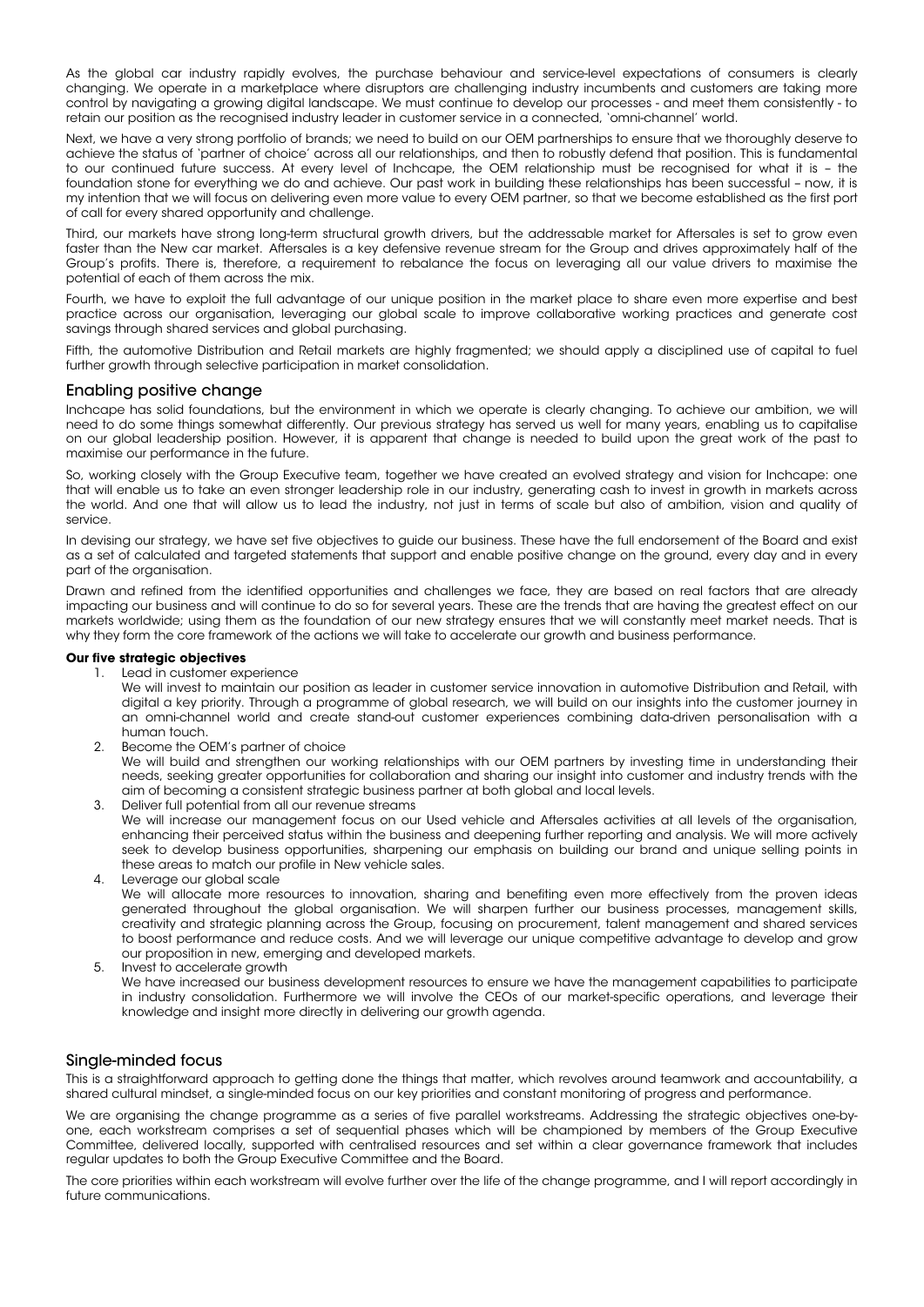As the global car industry rapidly evolves, the purchase behaviour and service-level expectations of consumers is clearly changing. We operate in a marketplace where disruptors are challenging industry incumbents and customers are taking more control by navigating a growing digital landscape. We must continue to develop our processes - and meet them consistently - to retain our position as the recognised industry leader in customer service in a connected, 'omni-channel' world.

Next, we have a very strong portfolio of brands; we need to build on our OEM partnerships to ensure that we thoroughly deserve to achieve the status of 'partner of choice' across all our relationships, and then to robustly defend that position. This is fundamental to our continued future success. At every level of Inchcape, the OEM relationship must be recognised for what it is – the foundation stone for everything we do and achieve. Our past work in building these relationships has been successful – now, it is my intention that we will focus on delivering even more value to every OEM partner, so that we become established as the first port of call for every shared opportunity and challenge.

Third, our markets have strong long-term structural growth drivers, but the addressable market for Aftersales is set to grow even faster than the New car market. Aftersales is a key defensive revenue stream for the Group and drives approximately half of the Group's profits. There is, therefore, a requirement to rebalance the focus on leveraging all our value drivers to maximise the potential of each of them across the mix.

Fourth, we have to exploit the full advantage of our unique position in the market place to share even more expertise and best practice across our organisation, leveraging our global scale to improve collaborative working practices and generate cost savings through shared services and global purchasing.

Fifth, the automotive Distribution and Retail markets are highly fragmented; we should apply a disciplined use of capital to fuel further growth through selective participation in market consolidation.

## Enabling positive change

Inchcape has solid foundations, but the environment in which we operate is clearly changing. To achieve our ambition, we will need to do some things somewhat differently. Our previous strategy has served us well for many years, enabling us to capitalise on our global leadership position. However, it is apparent that change is needed to build upon the great work of the past to maximise our performance in the future.

So, working closely with the Group Executive team, together we have created an evolved strategy and vision for Inchcape: one that will enable us to take an even stronger leadership role in our industry, generating cash to invest in growth in markets across the world. And one that will allow us to lead the industry, not just in terms of scale but also of ambition, vision and quality of service.

In devising our strategy, we have set five objectives to guide our business. These have the full endorsement of the Board and exist as a set of calculated and targeted statements that support and enable positive change on the ground, every day and in every part of the organisation.

Drawn and refined from the identified opportunities and challenges we face, they are based on real factors that are already impacting our business and will continue to do so for several years. These are the trends that are having the greatest effect on our markets worldwide; using them as the foundation of our new strategy ensures that we will constantly meet market needs. That is why they form the core framework of the actions we will take to accelerate our growth and business performance.

**Our five strategic objectives**

1. Lead in customer experience
   We will invest to maintain our position as leader in customer service innovation in automotive Distribution and Retail, with digital a key priority. Through a programme of global research, we will build on our insights into the customer journey in an omni-channel world and create stand-out customer experiences combining data-driven personalisation with a human touch.
2. Become the OEM's partner of choice
   We will build and strengthen our working relationships with our OEM partners by investing time in understanding their needs, seeking greater opportunities for collaboration and sharing our insight into customer and industry trends with the aim of becoming a consistent strategic business partner at both global and local levels.
3. Deliver full potential from all our revenue streams
   We will increase our management focus on our Used vehicle and Aftersales activities at all levels of the organisation, enhancing their perceived status within the business and deepening further reporting and analysis. We will more actively seek to develop business opportunities, sharpening our emphasis on building our brand and unique selling points in these areas to match our profile in New vehicle sales.
4. Leverage our global scale
   We will allocate more resources to innovation, sharing and benefiting even more effectively from the proven ideas generated throughout the global organisation. We will sharpen further our business processes, management skills, creativity and strategic planning across the Group, focusing on procurement, talent management and shared services to boost performance and reduce costs. And we will leverage our unique competitive advantage to develop and grow our proposition in new, emerging and developed markets.
5. Invest to accelerate growth
   We have increased our business development resources to ensure we have the management capabilities to participate in industry consolidation. Furthermore we will involve the CEOs of our market-specific operations, and leverage their knowledge and insight more directly in delivering our growth agenda.

## Single-minded focus

This is a straightforward approach to getting done the things that matter, which revolves around teamwork and accountability, a shared cultural mindset, a single-minded focus on our key priorities and constant monitoring of progress and performance.

We are organising the change programme as a series of five parallel workstreams. Addressing the strategic objectives one-by-one, each workstream comprises a set of sequential phases which will be championed by members of the Group Executive Committee, delivered locally, supported with centralised resources and set within a clear governance framework that includes regular updates to both the Group Executive Committee and the Board.

The core priorities within each workstream will evolve further over the life of the change programme, and I will report accordingly in future communications.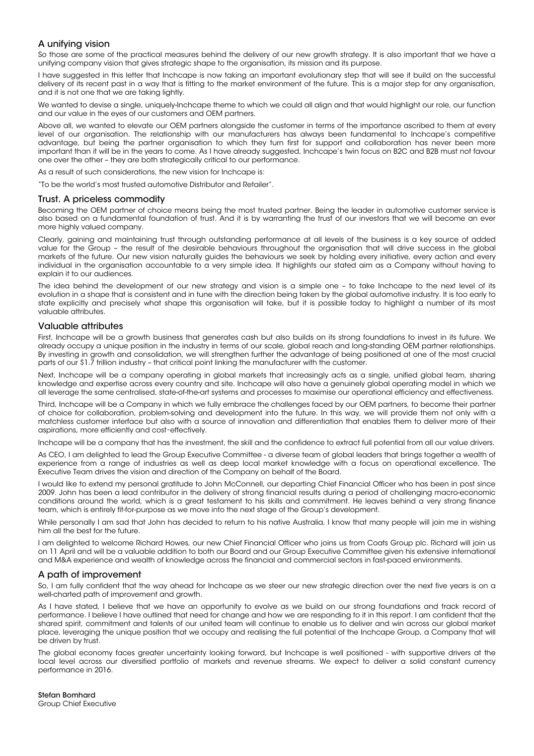## A unifying vision

So those are some of the practical measures behind the delivery of our new growth strategy. It is also important that we have a unifying company vision that gives strategic shape to the organisation, its mission and its purpose.

I have suggested in this letter that Inchcape is now taking an important evolutionary step that will see it build on the successful delivery of its recent past in a way that is fitting to the market environment of the future. This is a major step for any organisation, and it is not one that we are taking lightly.

We wanted to devise a single, uniquely-Inchcape theme to which we could all align and that would highlight our role, our function and our value in the eyes of our customers and OEM partners.

Above all, we wanted to elevate our OEM partners alongside the customer in terms of the importance ascribed to them at every level of our organisation. The relationship with our manufacturers has always been fundamental to Inchcape's competitive advantage, but being the partner organisation to which they turn first for support and collaboration has never been more important than it will be in the years to come. As I have already suggested, Inchcape's twin focus on B2C and B2B must not favour one over the other – they are both strategically critical to our performance.

As a result of such considerations, the new vision for Inchcape is:

"To be the world's most trusted automotive Distributor and Retailer".

## Trust. A priceless commodity

Becoming the OEM partner of choice means being the most trusted partner. Being the leader in automotive customer service is also based on a fundamental foundation of trust. And it is by warranting the trust of our investors that we will become an ever more highly valued company.

Clearly, gaining and maintaining trust through outstanding performance at all levels of the business is a key source of added value for the Group – the result of the desirable behaviours throughout the organisation that will drive success in the global markets of the future. Our new vision naturally guides the behaviours we seek by holding every initiative, every action and every individual in the organisation accountable to a very simple idea. It highlights our stated aim as a Company without having to explain it to our audiences.

The idea behind the development of our new strategy and vision is a simple one – to take Inchcape to the next level of its evolution in a shape that is consistent and in tune with the direction being taken by the global automotive industry. It is too early to state explicitly and precisely what shape this organisation will take, but it is possible today to highlight a number of its most valuable attributes.

## Valuable attributes

First, Inchcape will be a growth business that generates cash but also builds on its strong foundations to invest in its future. We already occupy a unique position in the industry in terms of our scale, global reach and long-standing OEM partner relationships. By investing in growth and consolidation, we will strengthen further the advantage of being positioned at one of the most crucial parts of our $1.7 trillion industry – that critical point linking the manufacturer with the customer.

Next, Inchcape will be a company operating in global markets that increasingly acts as a single, unified global team, sharing knowledge and expertise across every country and site. Inchcape will also have a genuinely global operating model in which we all leverage the same centralised, state-of-the-art systems and processes to maximise our operational efficiency and effectiveness.

Third, Inchcape will be a Company in which we fully embrace the challenges faced by our OEM partners, to become their partner of choice for collaboration, problem-solving and development into the future. In this way, we will provide them not only with a matchless customer interface but also with a source of innovation and differentiation that enables them to deliver more of their aspirations, more efficiently and cost-effectively.

Inchcape will be a company that has the investment, the skill and the confidence to extract full potential from all our value drivers.

As CEO, I am delighted to lead the Group Executive Committee - a diverse team of global leaders that brings together a wealth of experience from a range of industries as well as deep local market knowledge with a focus on operational excellence. The Executive Team drives the vision and direction of the Company on behalf of the Board.

I would like to extend my personal gratitude to John McConnell, our departing Chief Financial Officer who has been in post since 2009. John has been a lead contributor in the delivery of strong financial results during a period of challenging macro-economic conditions around the world, which is a great testament to his skills and commitment. He leaves behind a very strong finance team, which is entirely fit-for-purpose as we move into the next stage of the Group's development.

While personally I am sad that John has decided to return to his native Australia, I know that many people will join me in wishing him all the best for the future.

I am delighted to welcome Richard Howes, our new Chief Financial Officer who joins us from Coats Group plc. Richard will join us on 11 April and will be a valuable addition to both our Board and our Group Executive Committee given his extensive international and M&A experience and wealth of knowledge across the financial and commercial sectors in fast-paced environments.

## A path of improvement

So, I am fully confident that the way ahead for Inchcape as we steer our new strategic direction over the next five years is on a well-charted path of improvement and growth.

As I have stated, I believe that we have an opportunity to evolve as we build on our strong foundations and track record of performance. I believe I have outlined that need for change and how we are responding to it in this report. I am confident that the shared spirit, commitment and talents of our united team will continue to enable us to deliver and win across our global market place, leveraging the unique position that we occupy and realising the full potential of the Inchcape Group, a Company that will be driven by trust.

The global economy faces greater uncertainty looking forward, but Inchcape is well positioned - with supportive drivers at the local level across our diversified portfolio of markets and revenue streams. We expect to deliver a solid constant currency performance in 2016.

**Stefan Bomhard**
Group Chief Executive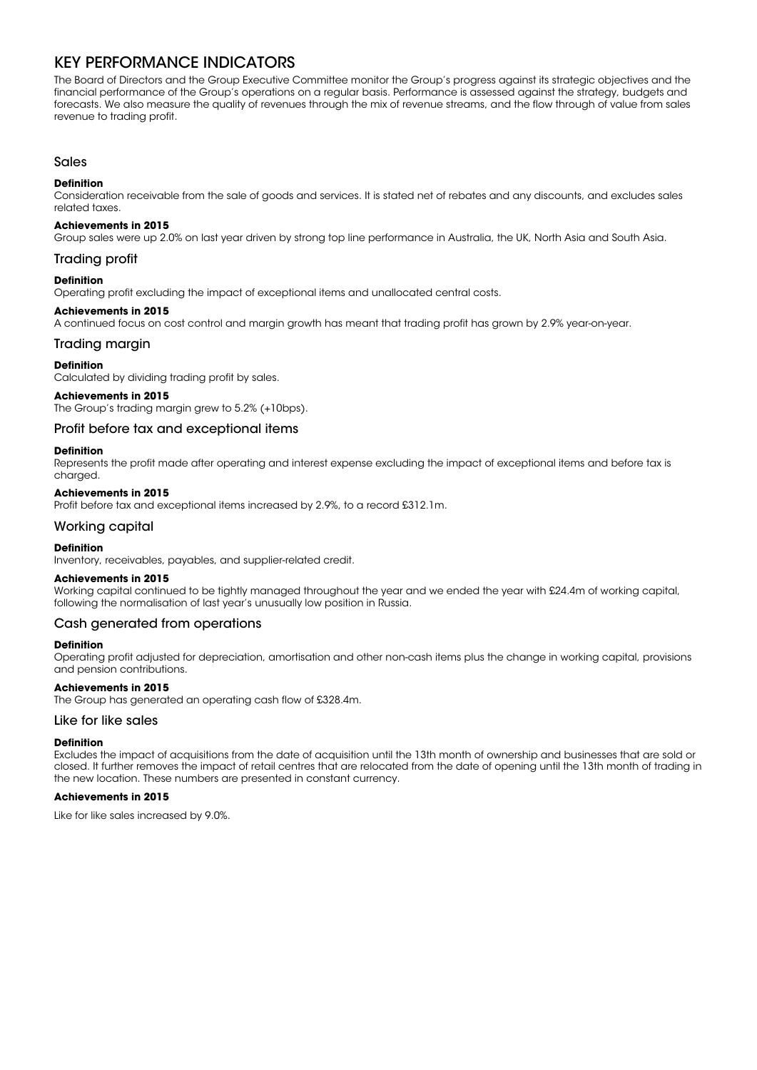# KEY PERFORMANCE INDICATORS

The Board of Directors and the Group Executive Committee monitor the Group's progress against its strategic objectives and the financial performance of the Group's operations on a regular basis. Performance is assessed against the strategy, budgets and forecasts. We also measure the quality of revenues through the mix of revenue streams, and the flow through of value from sales revenue to trading profit.

## Sales

**Definition**

Consideration receivable from the sale of goods and services. It is stated net of rebates and any discounts, and excludes sales related taxes.

**Achievements in 2015**

Group sales were up 2.0% on last year driven by strong top line performance in Australia, the UK, North Asia and South Asia.

## Trading profit

**Definition**

Operating profit excluding the impact of exceptional items and unallocated central costs.

**Achievements in 2015**

A continued focus on cost control and margin growth has meant that trading profit has grown by 2.9% year-on-year.

## Trading margin

**Definition**

Calculated by dividing trading profit by sales.

**Achievements in 2015**

The Group's trading margin grew to 5.2% (+10bps).

## Profit before tax and exceptional items

**Definition**

Represents the profit made after operating and interest expense excluding the impact of exceptional items and before tax is charged.

**Achievements in 2015**

Profit before tax and exceptional items increased by 2.9%, to a record £312.1m.

## Working capital

**Definition**

Inventory, receivables, payables, and supplier-related credit.

**Achievements in 2015**

Working capital continued to be tightly managed throughout the year and we ended the year with £24.4m of working capital, following the normalisation of last year's unusually low position in Russia.

## Cash generated from operations

**Definition**

Operating profit adjusted for depreciation, amortisation and other non-cash items plus the change in working capital, provisions and pension contributions.

**Achievements in 2015**

The Group has generated an operating cash flow of £328.4m.

## Like for like sales

**Definition**

Excludes the impact of acquisitions from the date of acquisition until the 13th month of ownership and businesses that are sold or closed. It further removes the impact of retail centres that are relocated from the date of opening until the 13th month of trading in the new location. These numbers are presented in constant currency.

**Achievements in 2015**

Like for like sales increased by 9.0%.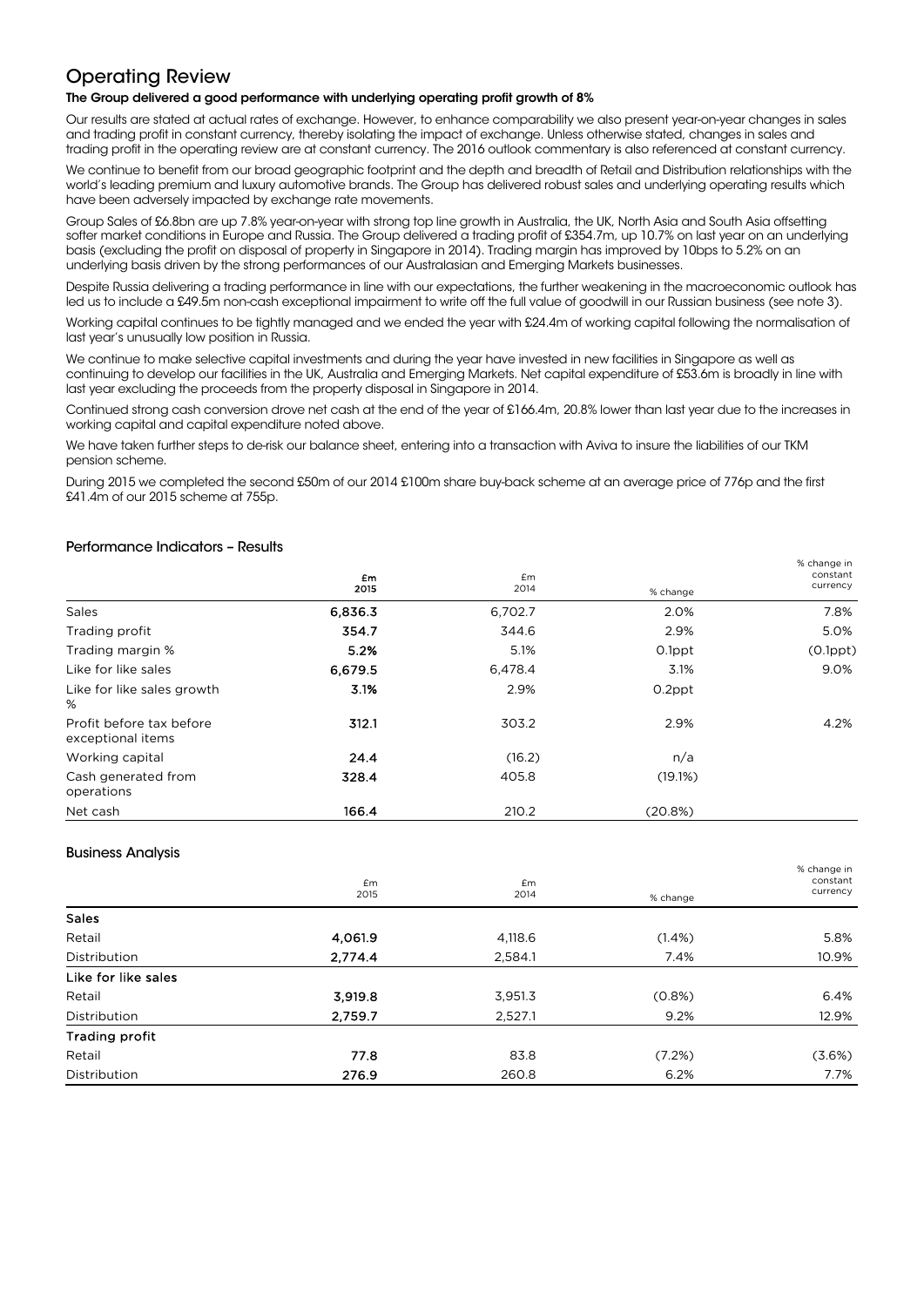# Operating Review

**The Group delivered a good performance with underlying operating profit growth of 8%**

Our results are stated at actual rates of exchange. However, to enhance comparability we also present year-on-year changes in sales and trading profit in constant currency, thereby isolating the impact of exchange. Unless otherwise stated, changes in sales and trading profit in the operating review are at constant currency. The 2016 outlook commentary is also referenced at constant currency.

We continue to benefit from our broad geographic footprint and the depth and breadth of Retail and Distribution relationships with the world's leading premium and luxury automotive brands. The Group has delivered robust sales and underlying operating results which have been adversely impacted by exchange rate movements.

Group Sales of £6.8bn are up 7.8% year-on-year with strong top line growth in Australia, the UK, North Asia and South Asia offsetting softer market conditions in Europe and Russia. The Group delivered a trading profit of £354.7m, up 10.7% on last year on an underlying basis (excluding the profit on disposal of property in Singapore in 2014). Trading margin has improved by 10bps to 5.2% on an underlying basis driven by the strong performances of our Australasian and Emerging Markets businesses.

Despite Russia delivering a trading performance in line with our expectations, the further weakening in the macroeconomic outlook has led us to include a £49.5m non-cash exceptional impairment to write off the full value of goodwill in our Russian business (see note 3).

Working capital continues to be tightly managed and we ended the year with £24.4m of working capital following the normalisation of last year's unusually low position in Russia.

We continue to make selective capital investments and during the year have invested in new facilities in Singapore as well as continuing to develop our facilities in the UK, Australia and Emerging Markets. Net capital expenditure of £53.6m is broadly in line with last year excluding the proceeds from the property disposal in Singapore in 2014.

Continued strong cash conversion drove net cash at the end of the year of £166.4m, 20.8% lower than last year due to the increases in working capital and capital expenditure noted above.

We have taken further steps to de-risk our balance sheet, entering into a transaction with Aviva to insure the liabilities of our TKM pension scheme.

During 2015 we completed the second £50m of our 2014 £100m share buy-back scheme at an average price of 776p and the first £41.4m of our 2015 scheme at 755p.

## Performance Indicators – Results

| | £m 2015 | £m 2014 | % change | % change in constant currency |
|---|---|---|---|---|
| Sales | **6,836.3** | 6,702.7 | 2.0% | 7.8% |
| Trading profit | **354.7** | 344.6 | 2.9% | 5.0% |
| Trading margin % | **5.2%** | 5.1% | 0.1ppt | (0.1ppt) |
| Like for like sales | **6,679.5** | 6,478.4 | 3.1% | 9.0% |
| Like for like sales growth % | **3.1%** | 2.9% | 0.2ppt | |
| Profit before tax before exceptional items | **312.1** | 303.2 | 2.9% | 4.2% |
| Working capital | **24.4** | (16.2) | n/a | |
| Cash generated from operations | **328.4** | 405.8 | (19.1%) | |
| Net cash | **166.4** | 210.2 | (20.8%) | |

## Business Analysis

| | £m 2015 | £m 2014 | % change | % change in constant currency |
|---|---|---|---|---|
| **Sales** | | | | |
| Retail | **4,061.9** | 4,118.6 | (1.4%) | 5.8% |
| Distribution | **2,774.4** | 2,584.1 | 7.4% | 10.9% |
| **Like for like sales** | | | | |
| Retail | **3,919.8** | 3,951.3 | (0.8%) | 6.4% |
| Distribution | **2,759.7** | 2,527.1 | 9.2% | 12.9% |
| **Trading profit** | | | | |
| Retail | **77.8** | 83.8 | (7.2%) | (3.6%) |
| Distribution | **276.9** | 260.8 | 6.2% | 7.7% |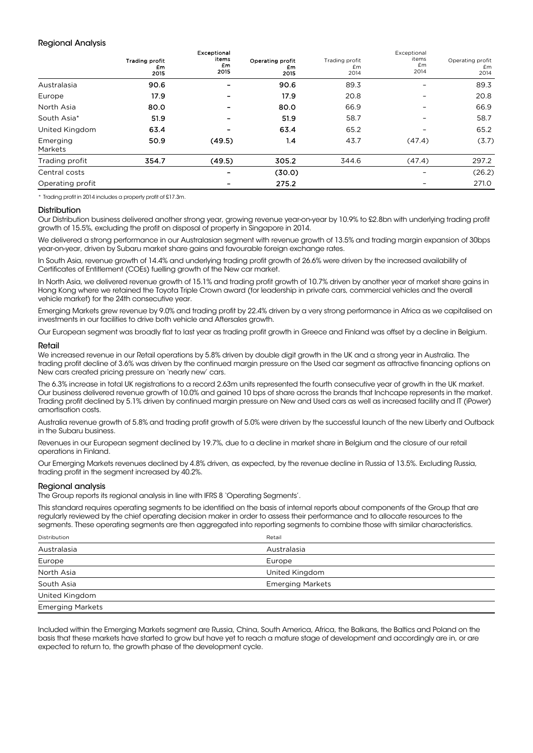## Regional Analysis

| | Trading profit £m 2015 | Exceptional items £m 2015 | Operating profit £m 2015 | Trading profit £m 2014 | Exceptional items £m 2014 | Operating profit £m 2014 |
|---|---|---|---|---|---|---|
| Australasia | **90.6** | – | **90.6** | 89.3 | – | 89.3 |
| Europe | **17.9** | – | **17.9** | 20.8 | – | 20.8 |
| North Asia | **80.0** | – | **80.0** | 66.9 | – | 66.9 |
| South Asia* | **51.9** | – | **51.9** | 58.7 | – | 58.7 |
| United Kingdom | **63.4** | – | **63.4** | 65.2 | – | 65.2 |
| Emerging Markets | **50.9** | **(49.5)** | **1.4** | 43.7 | (47.4) | (3.7) |
| Trading profit | **354.7** | **(49.5)** | **305.2** | 344.6 | (47.4) | 297.2 |
| Central costs | | **–** | **(30.0)** | | – | (26.2) |
| Operating profit | | **–** | **275.2** | | – | 271.0 |

\* Trading profit in 2014 includes a property profit of £17.3m.

### Distribution

Our Distribution business delivered another strong year, growing revenue year-on-year by 10.9% to £2.8bn with underlying trading profit growth of 15.5%, excluding the profit on disposal of property in Singapore in 2014.

We delivered a strong performance in our Australasian segment with revenue growth of 13.5% and trading margin expansion of 30bps year-on-year, driven by Subaru market share gains and favourable foreign exchange rates.

In South Asia, revenue growth of 14.4% and underlying trading profit growth of 26.6% were driven by the increased availability of Certificates of Entitlement (COEs) fuelling growth of the New car market.

In North Asia, we delivered revenue growth of 15.1% and trading profit growth of 10.7% driven by another year of market share gains in Hong Kong where we retained the Toyota Triple Crown award (for leadership in private cars, commercial vehicles and the overall vehicle market) for the 24th consecutive year.

Emerging Markets grew revenue by 9.0% and trading profit by 22.4% driven by a very strong performance in Africa as we capitalised on investments in our facilities to drive both vehicle and Aftersales growth.

Our European segment was broadly flat to last year as trading profit growth in Greece and Finland was offset by a decline in Belgium.

### Retail

We increased revenue in our Retail operations by 5.8% driven by double digit growth in the UK and a strong year in Australia. The trading profit decline of 3.6% was driven by the continued margin pressure on the Used car segment as attractive financing options on New cars created pricing pressure on 'nearly new' cars.

The 6.3% increase in total UK registrations to a record 2.63m units represented the fourth consecutive year of growth in the UK market. Our business delivered revenue growth of 10.0% and gained 10 bps of share across the brands that Inchcape represents in the market. Trading profit declined by 5.1% driven by continued margin pressure on New and Used cars as well as increased facility and IT (iPower) amortisation costs.

Australia revenue growth of 5.8% and trading profit growth of 5.0% were driven by the successful launch of the new Liberty and Outback in the Subaru business.

Revenues in our European segment declined by 19.7%, due to a decline in market share in Belgium and the closure of our retail operations in Finland.

Our Emerging Markets revenues declined by 4.8% driven, as expected, by the revenue decline in Russia of 13.5%. Excluding Russia, trading profit in the segment increased by 40.2%.

### Regional analysis

The Group reports its regional analysis in line with IFRS 8 'Operating Segments'.

This standard requires operating segments to be identified on the basis of internal reports about components of the Group that are regularly reviewed by the chief operating decision maker in order to assess their performance and to allocate resources to the segments. These operating segments are then aggregated into reporting segments to combine those with similar characteristics.

| Distribution | Retail |
|---|---|
| Australasia | Australasia |
| Europe | Europe |
| North Asia | United Kingdom |
| South Asia | Emerging Markets |
| United Kingdom | |
| Emerging Markets | |

Included within the Emerging Markets segment are Russia, China, South America, Africa, the Balkans, the Baltics and Poland on the basis that these markets have started to grow but have yet to reach a mature stage of development and accordingly are in, or are expected to return to, the growth phase of the development cycle.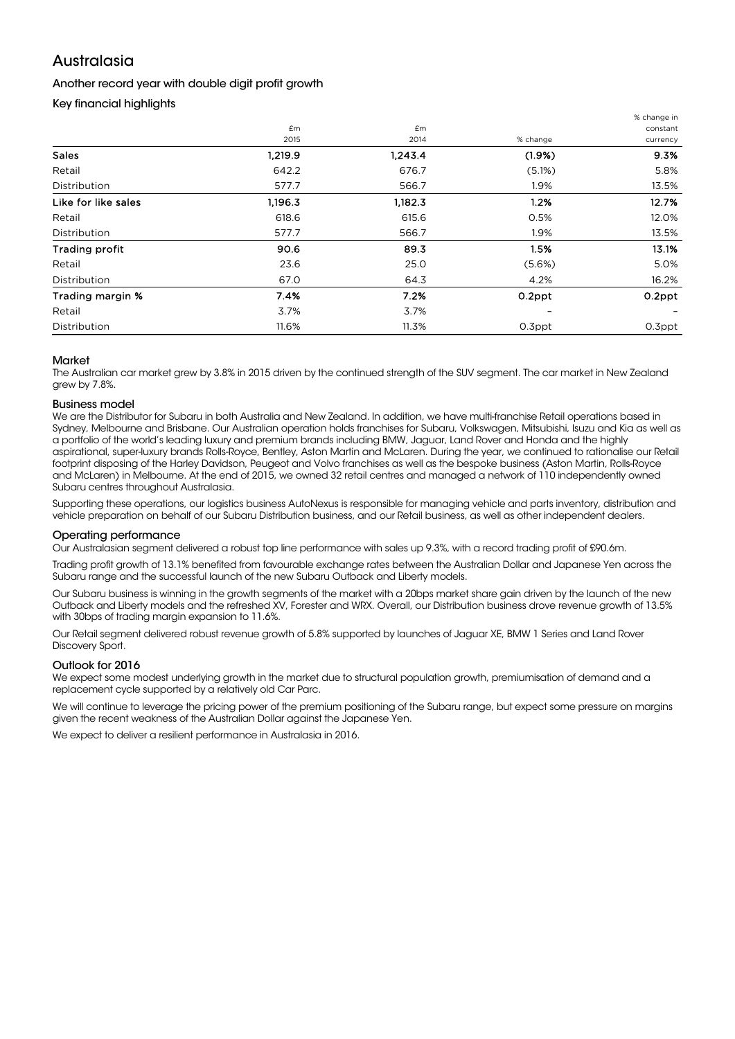# Australasia

### Another record year with double digit profit growth

### Key financial highlights

| | £m 2015 | £m 2014 | % change | % change in constant currency |
|---|---|---|---|---|
| **Sales** | **1,219.9** | **1,243.4** | **(1.9%)** | **9.3%** |
| Retail | 642.2 | 676.7 | (5.1%) | 5.8% |
| Distribution | 577.7 | 566.7 | 1.9% | 13.5% |
| **Like for like sales** | **1,196.3** | **1,182.3** | **1.2%** | **12.7%** |
| Retail | 618.6 | 615.6 | 0.5% | 12.0% |
| Distribution | 577.7 | 566.7 | 1.9% | 13.5% |
| **Trading profit** | **90.6** | **89.3** | **1.5%** | **13.1%** |
| Retail | 23.6 | 25.0 | (5.6%) | 5.0% |
| Distribution | 67.0 | 64.3 | 4.2% | 16.2% |
| **Trading margin %** | **7.4%** | **7.2%** | **0.2ppt** | **0.2ppt** |
| Retail | 3.7% | 3.7% | – | – |
| Distribution | 11.6% | 11.3% | 0.3ppt | 0.3ppt |

### Market

The Australian car market grew by 3.8% in 2015 driven by the continued strength of the SUV segment. The car market in New Zealand grew by 7.8%.

### Business model

We are the Distributor for Subaru in both Australia and New Zealand. In addition, we have multi-franchise Retail operations based in Sydney, Melbourne and Brisbane. Our Australian operation holds franchises for Subaru, Volkswagen, Mitsubishi, Isuzu and Kia as well as a portfolio of the world's leading luxury and premium brands including BMW, Jaguar, Land Rover and Honda and the highly aspirational, super-luxury brands Rolls-Royce, Bentley, Aston Martin and McLaren. During the year, we continued to rationalise our Retail footprint disposing of the Harley Davidson, Peugeot and Volvo franchises as well as the bespoke business (Aston Martin, Rolls-Royce and McLaren) in Melbourne. At the end of 2015, we owned 32 retail centres and managed a network of 110 independently owned Subaru centres throughout Australasia.

Supporting these operations, our logistics business AutoNexus is responsible for managing vehicle and parts inventory, distribution and vehicle preparation on behalf of our Subaru Distribution business, and our Retail business, as well as other independent dealers.

### Operating performance

Our Australasian segment delivered a robust top line performance with sales up 9.3%, with a record trading profit of £90.6m.

Trading profit growth of 13.1% benefited from favourable exchange rates between the Australian Dollar and Japanese Yen across the Subaru range and the successful launch of the new Subaru Outback and Liberty models.

Our Subaru business is winning in the growth segments of the market with a 20bps market share gain driven by the launch of the new Outback and Liberty models and the refreshed XV, Forester and WRX. Overall, our Distribution business drove revenue growth of 13.5% with 30bps of trading margin expansion to 11.6%.

Our Retail segment delivered robust revenue growth of 5.8% supported by launches of Jaguar XE, BMW 1 Series and Land Rover Discovery Sport.

### Outlook for 2016

We expect some modest underlying growth in the market due to structural population growth, premiumisation of demand and a replacement cycle supported by a relatively old Car Parc.

We will continue to leverage the pricing power of the premium positioning of the Subaru range, but expect some pressure on margins given the recent weakness of the Australian Dollar against the Japanese Yen.

We expect to deliver a resilient performance in Australasia in 2016.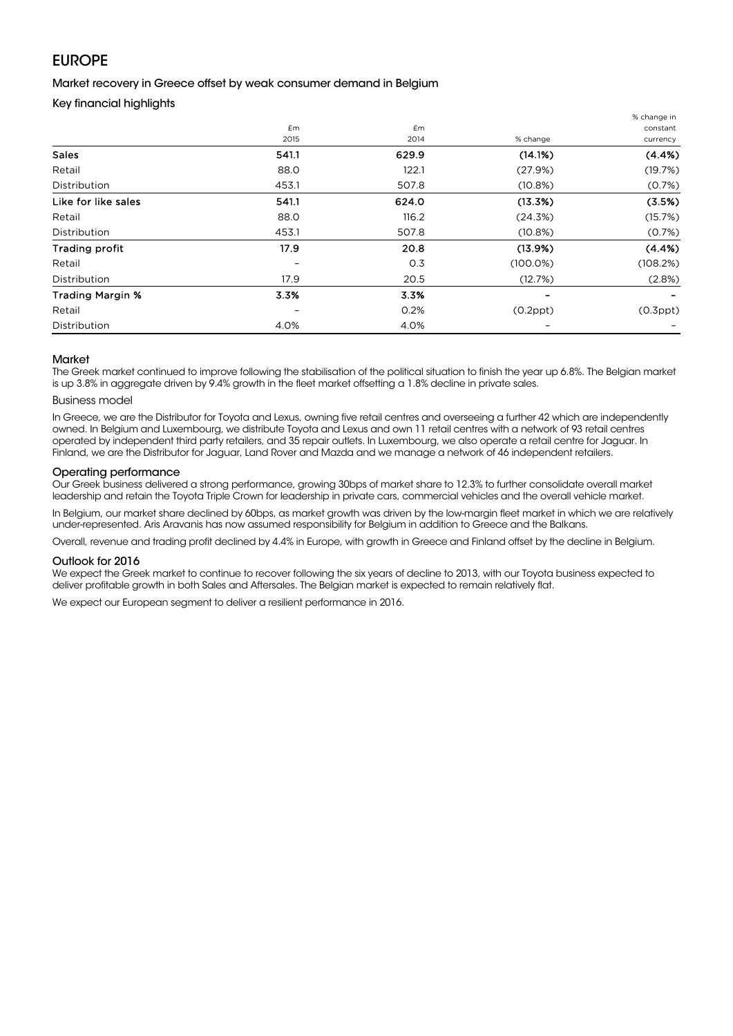# EUROPE

## Market recovery in Greece offset by weak consumer demand in Belgium

### Key financial highlights

| | £m 2015 | £m 2014 | % change | % change in constant currency |
|---|---|---|---|---|
| **Sales** | **541.1** | **629.9** | **(14.1%)** | **(4.4%)** |
| Retail | 88.0 | 122.1 | (27.9%) | (19.7%) |
| Distribution | 453.1 | 507.8 | (10.8%) | (0.7%) |
| **Like for like sales** | **541.1** | **624.0** | **(13.3%)** | **(3.5%)** |
| Retail | 88.0 | 116.2 | (24.3%) | (15.7%) |
| Distribution | 453.1 | 507.8 | (10.8%) | (0.7%) |
| **Trading profit** | **17.9** | **20.8** | **(13.9%)** | **(4.4%)** |
| Retail | – | 0.3 | (100.0%) | (108.2%) |
| Distribution | 17.9 | 20.5 | (12.7%) | (2.8%) |
| **Trading Margin %** | **3.3%** | **3.3%** | **–** | **–** |
| Retail | – | 0.2% | (0.2ppt) | (0.3ppt) |
| Distribution | 4.0% | 4.0% | – | – |

### Market

The Greek market continued to improve following the stabilisation of the political situation to finish the year up 6.8%. The Belgian market is up 3.8% in aggregate driven by 9.4% growth in the fleet market offsetting a 1.8% decline in private sales.

### Business model

In Greece, we are the Distributor for Toyota and Lexus, owning five retail centres and overseeing a further 42 which are independently owned. In Belgium and Luxembourg, we distribute Toyota and Lexus and own 11 retail centres with a network of 93 retail centres operated by independent third party retailers, and 35 repair outlets. In Luxembourg, we also operate a retail centre for Jaguar. In Finland, we are the Distributor for Jaguar, Land Rover and Mazda and we manage a network of 46 independent retailers.

### Operating performance

Our Greek business delivered a strong performance, growing 30bps of market share to 12.3% to further consolidate overall market leadership and retain the Toyota Triple Crown for leadership in private cars, commercial vehicles and the overall vehicle market.

In Belgium, our market share declined by 60bps, as market growth was driven by the low-margin fleet market in which we are relatively under-represented. Aris Aravanis has now assumed responsibility for Belgium in addition to Greece and the Balkans.

Overall, revenue and trading profit declined by 4.4% in Europe, with growth in Greece and Finland offset by the decline in Belgium.

### Outlook for 2016

We expect the Greek market to continue to recover following the six years of decline to 2013, with our Toyota business expected to deliver profitable growth in both Sales and Aftersales. The Belgian market is expected to remain relatively flat.

We expect our European segment to deliver a resilient performance in 2016.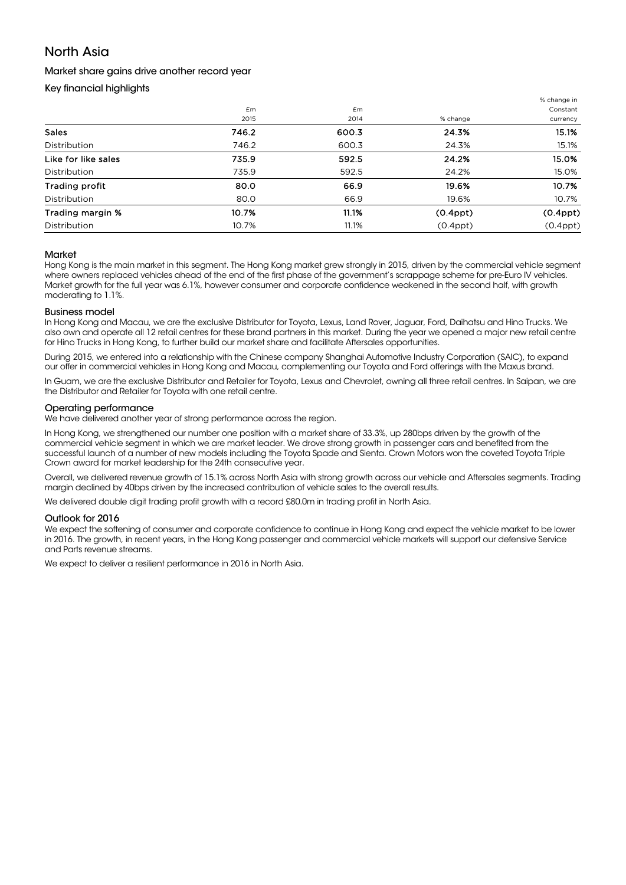# North Asia

## Market share gains drive another record year

### Key financial highlights

| | £m 2015 | £m 2014 | % change | % change in Constant currency |
|---|---|---|---|---|
| **Sales** | **746.2** | **600.3** | **24.3%** | **15.1%** |
| Distribution | 746.2 | 600.3 | 24.3% | 15.1% |
| **Like for like sales** | **735.9** | **592.5** | **24.2%** | **15.0%** |
| Distribution | 735.9 | 592.5 | 24.2% | 15.0% |
| **Trading profit** | **80.0** | **66.9** | **19.6%** | **10.7%** |
| Distribution | 80.0 | 66.9 | 19.6% | 10.7% |
| **Trading margin %** | **10.7%** | **11.1%** | **(0.4ppt)** | **(0.4ppt)** |
| Distribution | 10.7% | 11.1% | (0.4ppt) | (0.4ppt) |

### Market

Hong Kong is the main market in this segment. The Hong Kong market grew strongly in 2015, driven by the commercial vehicle segment where owners replaced vehicles ahead of the end of the first phase of the government's scrappage scheme for pre-Euro IV vehicles. Market growth for the full year was 6.1%, however consumer and corporate confidence weakened in the second half, with growth moderating to 1.1%.

### Business model

In Hong Kong and Macau, we are the exclusive Distributor for Toyota, Lexus, Land Rover, Jaguar, Ford, Daihatsu and Hino Trucks. We also own and operate all 12 retail centres for these brand partners in this market. During the year we opened a major new retail centre for Hino Trucks in Hong Kong, to further build our market share and facilitate Aftersales opportunities.

During 2015, we entered into a relationship with the Chinese company Shanghai Automotive Industry Corporation (SAIC), to expand our offer in commercial vehicles in Hong Kong and Macau, complementing our Toyota and Ford offerings with the Maxus brand.

In Guam, we are the exclusive Distributor and Retailer for Toyota, Lexus and Chevrolet, owning all three retail centres. In Saipan, we are the Distributor and Retailer for Toyota with one retail centre.

### Operating performance

We have delivered another year of strong performance across the region.

In Hong Kong, we strengthened our number one position with a market share of 33.3%, up 280bps driven by the growth of the commercial vehicle segment in which we are market leader. We drove strong growth in passenger cars and benefited from the successful launch of a number of new models including the Toyota Spade and Sienta. Crown Motors won the coveted Toyota Triple Crown award for market leadership for the 24th consecutive year.

Overall, we delivered revenue growth of 15.1% across North Asia with strong growth across our vehicle and Aftersales segments. Trading margin declined by 40bps driven by the increased contribution of vehicle sales to the overall results.

We delivered double digit trading profit growth with a record £80.0m in trading profit in North Asia.

### Outlook for 2016

We expect the softening of consumer and corporate confidence to continue in Hong Kong and expect the vehicle market to be lower in 2016. The growth, in recent years, in the Hong Kong passenger and commercial vehicle markets will support our defensive Service and Parts revenue streams.

We expect to deliver a resilient performance in 2016 in North Asia.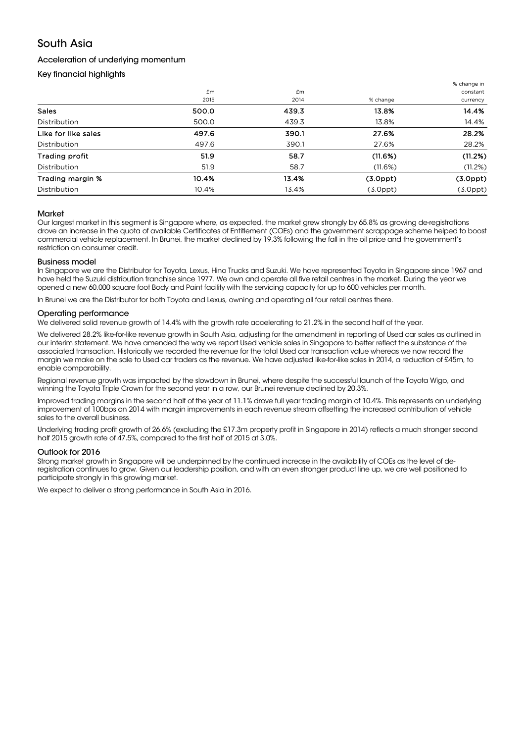# South Asia

### Acceleration of underlying momentum

### Key financial highlights

| | £m 2015 | £m 2014 | % change | % change in constant currency |
|---|---|---|---|---|
| **Sales** | **500.0** | **439.3** | **13.8%** | **14.4%** |
| Distribution | 500.0 | 439.3 | 13.8% | 14.4% |
| **Like for like sales** | **497.6** | **390.1** | **27.6%** | **28.2%** |
| Distribution | 497.6 | 390.1 | 27.6% | 28.2% |
| **Trading profit** | **51.9** | **58.7** | **(11.6%)** | **(11.2%)** |
| Distribution | 51.9 | 58.7 | (11.6%) | (11.2%) |
| **Trading margin %** | **10.4%** | **13.4%** | **(3.0ppt)** | **(3.0ppt)** |
| Distribution | 10.4% | 13.4% | (3.0ppt) | (3.0ppt) |

### Market

Our largest market in this segment is Singapore where, as expected, the market grew strongly by 65.8% as growing de-registrations drove an increase in the quota of available Certificates of Entitlement (COEs) and the government scrappage scheme helped to boost commercial vehicle replacement. In Brunei, the market declined by 19.3% following the fall in the oil price and the government's restriction on consumer credit.

### Business model

In Singapore we are the Distributor for Toyota, Lexus, Hino Trucks and Suzuki. We have represented Toyota in Singapore since 1967 and have held the Suzuki distribution franchise since 1977. We own and operate all five retail centres in the market. During the year we opened a new 60,000 square foot Body and Paint facility with the servicing capacity for up to 600 vehicles per month.

In Brunei we are the Distributor for both Toyota and Lexus, owning and operating all four retail centres there.

### Operating performance

We delivered solid revenue growth of 14.4% with the growth rate accelerating to 21.2% in the second half of the year.

We delivered 28.2% like-for-like revenue growth in South Asia, adjusting for the amendment in reporting of Used car sales as outlined in our interim statement. We have amended the way we report Used vehicle sales in Singapore to better reflect the substance of the associated transaction. Historically we recorded the revenue for the total Used car transaction value whereas we now record the margin we make on the sale to Used car traders as the revenue. We have adjusted like-for-like sales in 2014, a reduction of £45m, to enable comparability.

Regional revenue growth was impacted by the slowdown in Brunei, where despite the successful launch of the Toyota Wigo, and winning the Toyota Triple Crown for the second year in a row, our Brunei revenue declined by 20.3%.

Improved trading margins in the second half of the year of 11.1% drove full year trading margin of 10.4%. This represents an underlying improvement of 100bps on 2014 with margin improvements in each revenue stream offsetting the increased contribution of vehicle sales to the overall business.

Underlying trading profit growth of 26.6% (excluding the £17.3m property profit in Singapore in 2014) reflects a much stronger second half 2015 growth rate of 47.5%, compared to the first half of 2015 at 3.0%.

### Outlook for 2016

Strong market growth in Singapore will be underpinned by the continued increase in the availability of COEs as the level of de-registration continues to grow. Given our leadership position, and with an even stronger product line up, we are well positioned to participate strongly in this growing market.

We expect to deliver a strong performance in South Asia in 2016.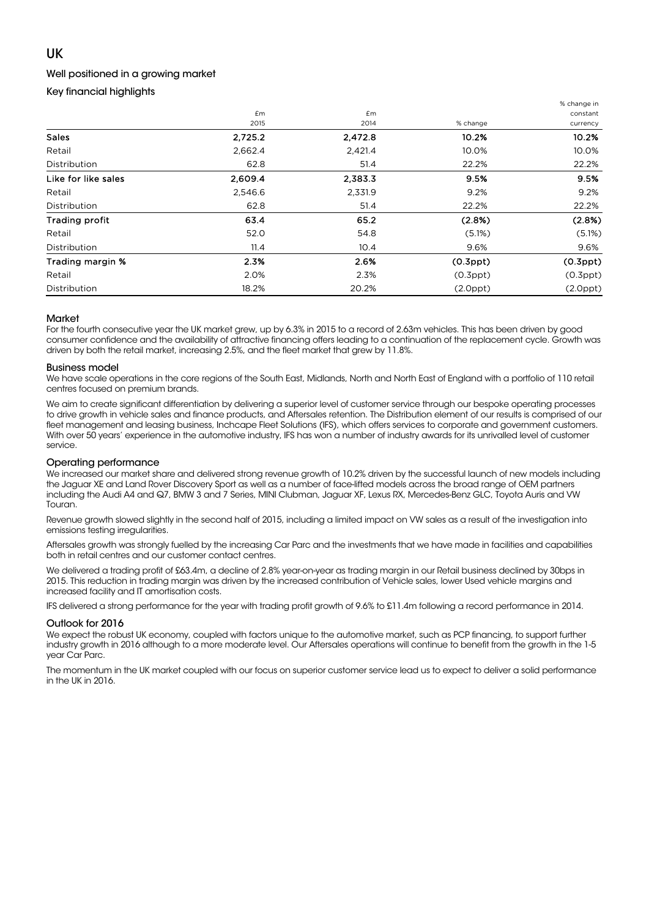# UK

## Well positioned in a growing market

### Key financial highlights

| | £m 2015 | £m 2014 | % change | % change in constant currency |
|---|---|---|---|---|
| **Sales** | **2,725.2** | **2,472.8** | **10.2%** | **10.2%** |
| Retail | 2,662.4 | 2,421.4 | 10.0% | 10.0% |
| Distribution | 62.8 | 51.4 | 22.2% | 22.2% |
| **Like for like sales** | **2,609.4** | **2,383.3** | **9.5%** | **9.5%** |
| Retail | 2,546.6 | 2,331.9 | 9.2% | 9.2% |
| Distribution | 62.8 | 51.4 | 22.2% | 22.2% |
| **Trading profit** | **63.4** | **65.2** | **(2.8%)** | **(2.8%)** |
| Retail | 52.0 | 54.8 | (5.1%) | (5.1%) |
| Distribution | 11.4 | 10.4 | 9.6% | 9.6% |
| **Trading margin %** | **2.3%** | **2.6%** | **(0.3ppt)** | **(0.3ppt)** |
| Retail | 2.0% | 2.3% | (0.3ppt) | (0.3ppt) |
| Distribution | 18.2% | 20.2% | (2.0ppt) | (2.0ppt) |

### Market

For the fourth consecutive year the UK market grew, up by 6.3% in 2015 to a record of 2.63m vehicles. This has been driven by good consumer confidence and the availability of attractive financing offers leading to a continuation of the replacement cycle. Growth was driven by both the retail market, increasing 2.5%, and the fleet market that grew by 11.8%.

### Business model

We have scale operations in the core regions of the South East, Midlands, North and North East of England with a portfolio of 110 retail centres focused on premium brands.

We aim to create significant differentiation by delivering a superior level of customer service through our bespoke operating processes to drive growth in vehicle sales and finance products, and Aftersales retention. The Distribution element of our results is comprised of our fleet management and leasing business, Inchcape Fleet Solutions (IFS), which offers services to corporate and government customers. With over 50 years' experience in the automotive industry, IFS has won a number of industry awards for its unrivalled level of customer service.

### Operating performance

We increased our market share and delivered strong revenue growth of 10.2% driven by the successful launch of new models including the Jaguar XE and Land Rover Discovery Sport as well as a number of face-lifted models across the broad range of OEM partners including the Audi A4 and Q7, BMW 3 and 7 Series, MINI Clubman, Jaguar XF, Lexus RX, Mercedes-Benz GLC, Toyota Auris and VW Touran.

Revenue growth slowed slightly in the second half of 2015, including a limited impact on VW sales as a result of the investigation into emissions testing irregularities.

Aftersales growth was strongly fuelled by the increasing Car Parc and the investments that we have made in facilities and capabilities both in retail centres and our customer contact centres.

We delivered a trading profit of £63.4m, a decline of 2.8% year-on-year as trading margin in our Retail business declined by 30bps in 2015. This reduction in trading margin was driven by the increased contribution of Vehicle sales, lower Used vehicle margins and increased facility and IT amortisation costs.

IFS delivered a strong performance for the year with trading profit growth of 9.6% to £11.4m following a record performance in 2014.

### Outlook for 2016

We expect the robust UK economy, coupled with factors unique to the automotive market, such as PCP financing, to support further industry growth in 2016 although to a more moderate level. Our Aftersales operations will continue to benefit from the growth in the 1-5 year Car Parc.

The momentum in the UK market coupled with our focus on superior customer service lead us to expect to deliver a solid performance in the UK in 2016.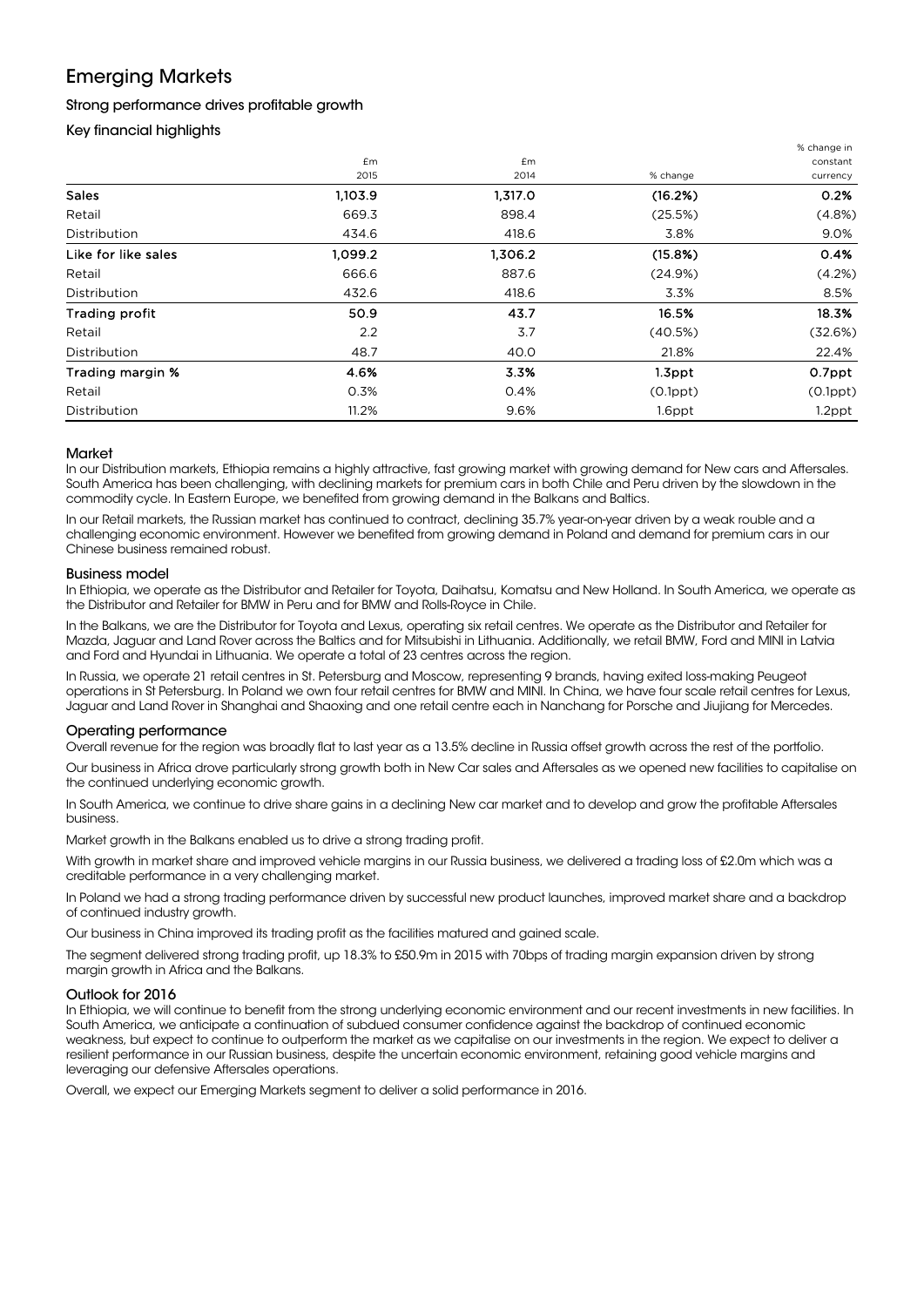# Emerging Markets

### Strong performance drives profitable growth

### Key financial highlights

| | £m 2015 | £m 2014 | % change | % change in constant currency |
|---|---|---|---|---|
| **Sales** | **1,103.9** | **1,317.0** | **(16.2%)** | **0.2%** |
| Retail | 669.3 | 898.4 | (25.5%) | (4.8%) |
| Distribution | 434.6 | 418.6 | 3.8% | 9.0% |
| **Like for like sales** | **1,099.2** | **1,306.2** | **(15.8%)** | **0.4%** |
| Retail | 666.6 | 887.6 | (24.9%) | (4.2%) |
| Distribution | 432.6 | 418.6 | 3.3% | 8.5% |
| **Trading profit** | **50.9** | **43.7** | **16.5%** | **18.3%** |
| Retail | 2.2 | 3.7 | (40.5%) | (32.6%) |
| Distribution | 48.7 | 40.0 | 21.8% | 22.4% |
| **Trading margin %** | **4.6%** | **3.3%** | **1.3ppt** | **0.7ppt** |
| Retail | 0.3% | 0.4% | (0.1ppt) | (0.1ppt) |
| Distribution | 11.2% | 9.6% | 1.6ppt | 1.2ppt |

### Market

In our Distribution markets, Ethiopia remains a highly attractive, fast growing market with growing demand for New cars and Aftersales. South America has been challenging, with declining markets for premium cars in both Chile and Peru driven by the slowdown in the commodity cycle. In Eastern Europe, we benefited from growing demand in the Balkans and Baltics.

In our Retail markets, the Russian market has continued to contract, declining 35.7% year-on-year driven by a weak rouble and a challenging economic environment. However we benefited from growing demand in Poland and demand for premium cars in our Chinese business remained robust.

### Business model

In Ethiopia, we operate as the Distributor and Retailer for Toyota, Daihatsu, Komatsu and New Holland. In South America, we operate as the Distributor and Retailer for BMW in Peru and for BMW and Rolls-Royce in Chile.

In the Balkans, we are the Distributor for Toyota and Lexus, operating six retail centres. We operate as the Distributor and Retailer for Mazda, Jaguar and Land Rover across the Baltics and for Mitsubishi in Lithuania. Additionally, we retail BMW, Ford and MINI in Latvia and Ford and Hyundai in Lithuania. We operate a total of 23 centres across the region.

In Russia, we operate 21 retail centres in St. Petersburg and Moscow, representing 9 brands, having exited loss-making Peugeot operations in St Petersburg. In Poland we own four retail centres for BMW and MINI. In China, we have four scale retail centres for Lexus, Jaguar and Land Rover in Shanghai and Shaoxing and one retail centre each in Nanchang for Porsche and Jiujiang for Mercedes.

### Operating performance

Overall revenue for the region was broadly flat to last year as a 13.5% decline in Russia offset growth across the rest of the portfolio.

Our business in Africa drove particularly strong growth both in New Car sales and Aftersales as we opened new facilities to capitalise on the continued underlying economic growth.

In South America, we continue to drive share gains in a declining New car market and to develop and grow the profitable Aftersales business.

Market growth in the Balkans enabled us to drive a strong trading profit.

With growth in market share and improved vehicle margins in our Russia business, we delivered a trading loss of £2.0m which was a creditable performance in a very challenging market.

In Poland we had a strong trading performance driven by successful new product launches, improved market share and a backdrop of continued industry growth.

Our business in China improved its trading profit as the facilities matured and gained scale.

The segment delivered strong trading profit, up 18.3% to £50.9m in 2015 with 70bps of trading margin expansion driven by strong margin growth in Africa and the Balkans.

### Outlook for 2016

In Ethiopia, we will continue to benefit from the strong underlying economic environment and our recent investments in new facilities. In South America, we anticipate a continuation of subdued consumer confidence against the backdrop of continued economic weakness, but expect to continue to outperform the market as we capitalise on our investments in the region. We expect to deliver a resilient performance in our Russian business, despite the uncertain economic environment, retaining good vehicle margins and leveraging our defensive Aftersales operations.

Overall, we expect our Emerging Markets segment to deliver a solid performance in 2016.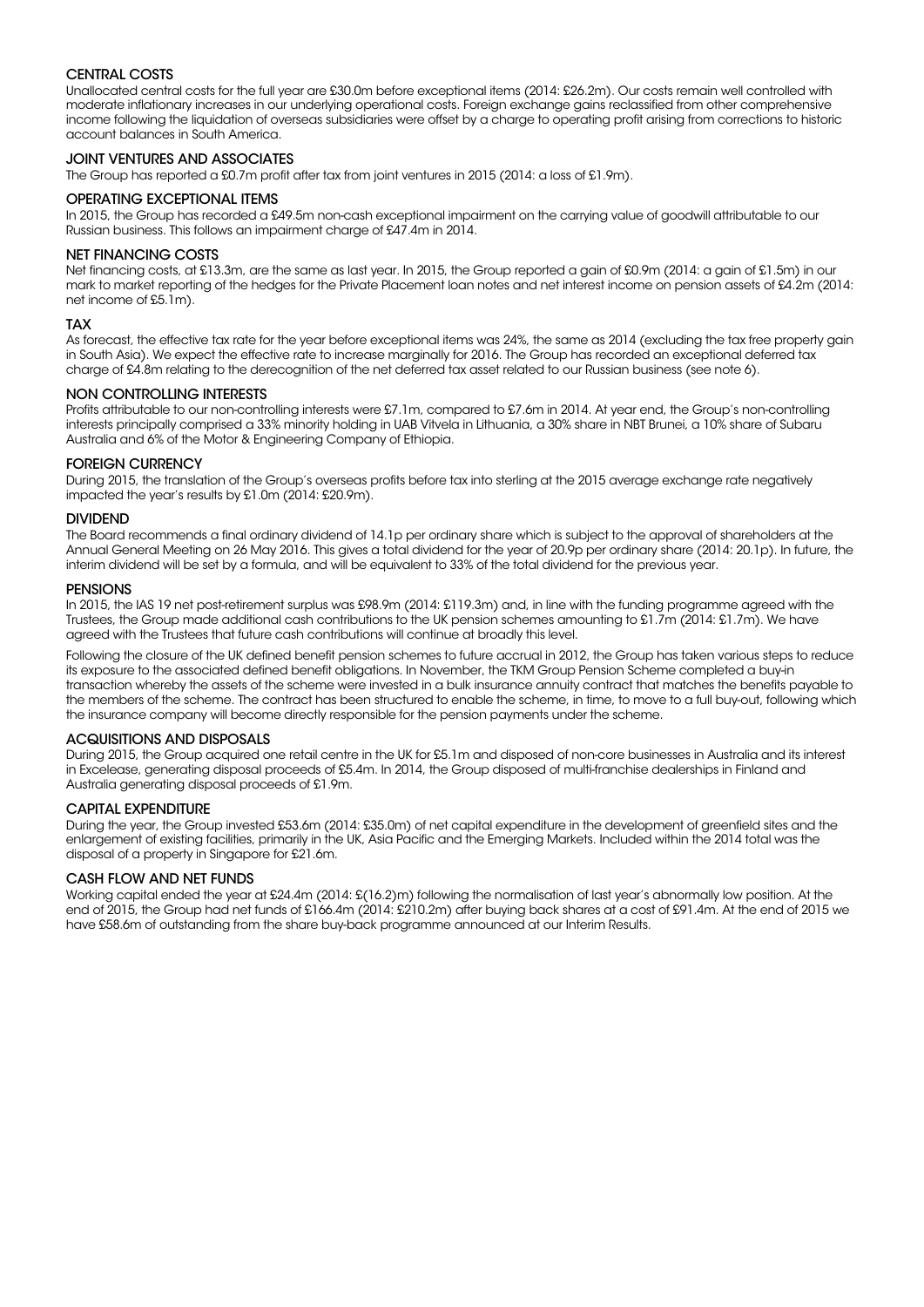## CENTRAL COSTS

Unallocated central costs for the full year are £30.0m before exceptional items (2014: £26.2m). Our costs remain well controlled with moderate inflationary increases in our underlying operational costs. Foreign exchange gains reclassified from other comprehensive income following the liquidation of overseas subsidiaries were offset by a charge to operating profit arising from corrections to historic account balances in South America.

## JOINT VENTURES AND ASSOCIATES

The Group has reported a £0.7m profit after tax from joint ventures in 2015 (2014: a loss of £1.9m).

## OPERATING EXCEPTIONAL ITEMS

In 2015, the Group has recorded a £49.5m non-cash exceptional impairment on the carrying value of goodwill attributable to our Russian business. This follows an impairment charge of £47.4m in 2014.

## NET FINANCING COSTS

Net financing costs, at £13.3m, are the same as last year. In 2015, the Group reported a gain of £0.9m (2014: a gain of £1.5m) in our mark to market reporting of the hedges for the Private Placement loan notes and net interest income on pension assets of £4.2m (2014: net income of £5.1m).

## TAX

As forecast, the effective tax rate for the year before exceptional items was 24%, the same as 2014 (excluding the tax free property gain in South Asia). We expect the effective rate to increase marginally for 2016. The Group has recorded an exceptional deferred tax charge of £4.8m relating to the derecognition of the net deferred tax asset related to our Russian business (see note 6).

## NON CONTROLLING INTERESTS

Profits attributable to our non-controlling interests were £7.1m, compared to £7.6m in 2014. At year end, the Group's non-controlling interests principally comprised a 33% minority holding in UAB Vitvela in Lithuania, a 30% share in NBT Brunei, a 10% share of Subaru Australia and 6% of the Motor & Engineering Company of Ethiopia.

## FOREIGN CURRENCY

During 2015, the translation of the Group's overseas profits before tax into sterling at the 2015 average exchange rate negatively impacted the year's results by £1.0m (2014: £20.9m).

## DIVIDEND

The Board recommends a final ordinary dividend of 14.1p per ordinary share which is subject to the approval of shareholders at the Annual General Meeting on 26 May 2016. This gives a total dividend for the year of 20.9p per ordinary share (2014: 20.1p). In future, the interim dividend will be set by a formula, and will be equivalent to 33% of the total dividend for the previous year.

## PENSIONS

In 2015, the IAS 19 net post-retirement surplus was £98.9m (2014: £119.3m) and, in line with the funding programme agreed with the Trustees, the Group made additional cash contributions to the UK pension schemes amounting to £1.7m (2014: £1.7m). We have agreed with the Trustees that future cash contributions will continue at broadly this level.

Following the closure of the UK defined benefit pension schemes to future accrual in 2012, the Group has taken various steps to reduce its exposure to the associated defined benefit obligations. In November, the TKM Group Pension Scheme completed a buy-in transaction whereby the assets of the scheme were invested in a bulk insurance annuity contract that matches the benefits payable to the members of the scheme. The contract has been structured to enable the scheme, in time, to move to a full buy-out, following which the insurance company will become directly responsible for the pension payments under the scheme.

## ACQUISITIONS AND DISPOSALS

During 2015, the Group acquired one retail centre in the UK for £5.1m and disposed of non-core businesses in Australia and its interest in Excelease, generating disposal proceeds of £5.4m. In 2014, the Group disposed of multi-franchise dealerships in Finland and Australia generating disposal proceeds of £1.9m.

## CAPITAL EXPENDITURE

During the year, the Group invested £53.6m (2014: £35.0m) of net capital expenditure in the development of greenfield sites and the enlargement of existing facilities, primarily in the UK, Asia Pacific and the Emerging Markets. Included within the 2014 total was the disposal of a property in Singapore for £21.6m.

## CASH FLOW AND NET FUNDS

Working capital ended the year at £24.4m (2014: £(16.2)m) following the normalisation of last year's abnormally low position. At the end of 2015, the Group had net funds of £166.4m (2014: £210.2m) after buying back shares at a cost of £91.4m. At the end of 2015 we have £58.6m of outstanding from the share buy-back programme announced at our Interim Results.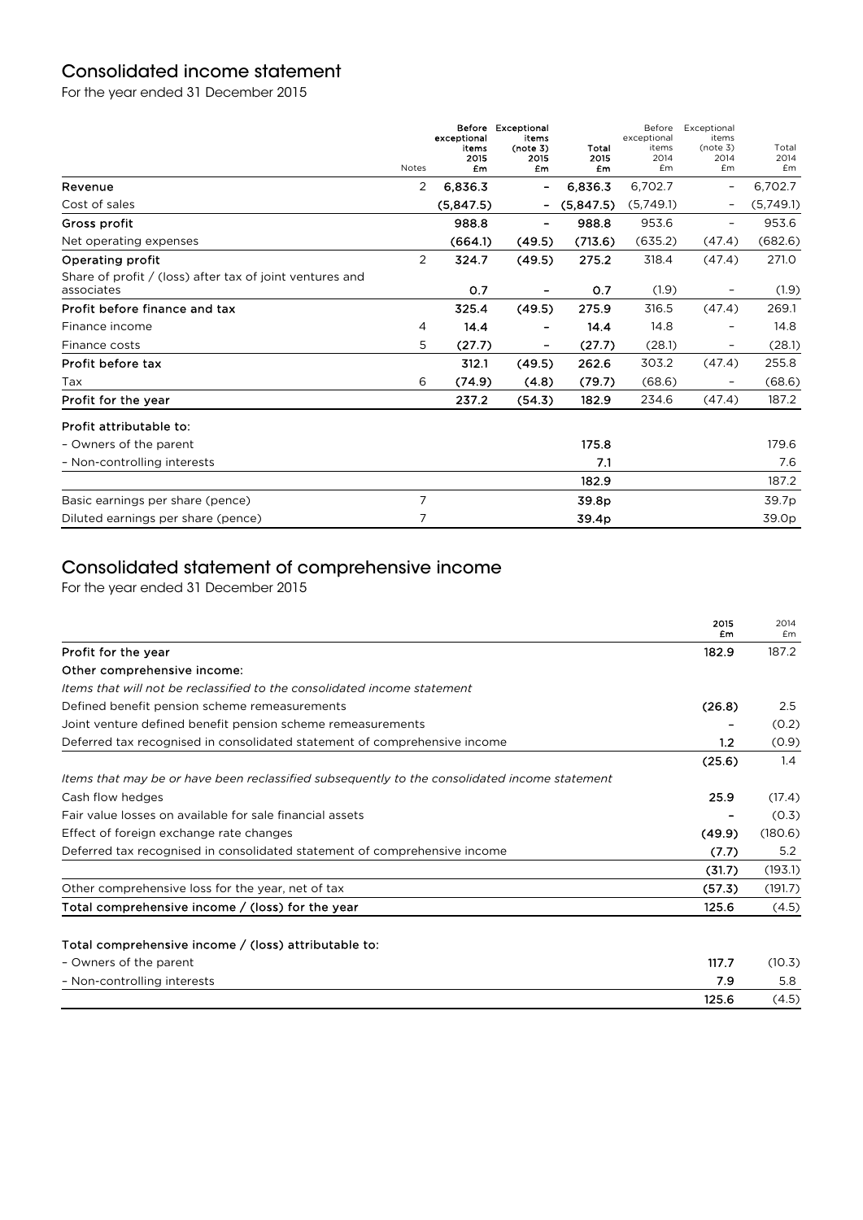## Consolidated income statement

For the year ended 31 December 2015

| | Notes | Before exceptional items 2015 £m | Exceptional items (note 3) 2015 £m | Total 2015 £m | Before exceptional items 2014 £m | Exceptional items (note 3) 2014 £m | Total 2014 £m |
|---|---|---|---|---|---|---|---|
| **Revenue** | 2 | **6,836.3** | **–** | **6,836.3** | 6,702.7 | – | 6,702.7 |
| Cost of sales | | **(5,847.5)** | **–** | **(5,847.5)** | (5,749.1) | – | (5,749.1) |
| **Gross profit** | | **988.8** | **–** | **988.8** | 953.6 | – | 953.6 |
| Net operating expenses | | **(664.1)** | **(49.5)** | **(713.6)** | (635.2) | (47.4) | (682.6) |
| **Operating profit** | 2 | **324.7** | **(49.5)** | **275.2** | 318.4 | (47.4) | 271.0 |
| Share of profit / (loss) after tax of joint ventures and associates | | **0.7** | **–** | **0.7** | (1.9) | – | (1.9) |
| **Profit before finance and tax** | | **325.4** | **(49.5)** | **275.9** | 316.5 | (47.4) | 269.1 |
| Finance income | 4 | **14.4** | **–** | **14.4** | 14.8 | – | 14.8 |
| Finance costs | 5 | **(27.7)** | **–** | **(27.7)** | (28.1) | – | (28.1) |
| **Profit before tax** | | **312.1** | **(49.5)** | **262.6** | 303.2 | (47.4) | 255.8 |
| Tax | 6 | **(74.9)** | **(4.8)** | **(79.7)** | (68.6) | – | (68.6) |
| **Profit for the year** | | **237.2** | **(54.3)** | **182.9** | 234.6 | (47.4) | 187.2 |
| **Profit attributable to:** | | | | | | | |
| – Owners of the parent | | | | **175.8** | | | 179.6 |
| – Non-controlling interests | | | | **7.1** | | | 7.6 |
| | | | | **182.9** | | | 187.2 |
| Basic earnings per share (pence) | 7 | | | **39.8p** | | | 39.7p |
| Diluted earnings per share (pence) | 7 | | | **39.4p** | | | 39.0p |

## Consolidated statement of comprehensive income

For the year ended 31 December 2015

| | 2015 £m | 2014 £m |
|---|---|---|
| **Profit for the year** | **182.9** | 187.2 |
| **Other comprehensive income:** | | |
| *Items that will not be reclassified to the consolidated income statement* | | |
| Defined benefit pension scheme remeasurements | **(26.8)** | 2.5 |
| Joint venture defined benefit pension scheme remeasurements | **–** | (0.2) |
| Deferred tax recognised in consolidated statement of comprehensive income | **1.2** | (0.9) |
| | **(25.6)** | 1.4 |
| *Items that may be or have been reclassified subsequently to the consolidated income statement* | | |
| Cash flow hedges | **25.9** | (17.4) |
| Fair value losses on available for sale financial assets | **–** | (0.3) |
| Effect of foreign exchange rate changes | **(49.9)** | (180.6) |
| Deferred tax recognised in consolidated statement of comprehensive income | **(7.7)** | 5.2 |
| | **(31.7)** | (193.1) |
| Other comprehensive loss for the year, net of tax | **(57.3)** | (191.7) |
| **Total comprehensive income / (loss) for the year** | **125.6** | (4.5) |
| **Total comprehensive income / (loss) attributable to:** | | |
| – Owners of the parent | **117.7** | (10.3) |
| – Non-controlling interests | **7.9** | 5.8 |
| | **125.6** | (4.5) |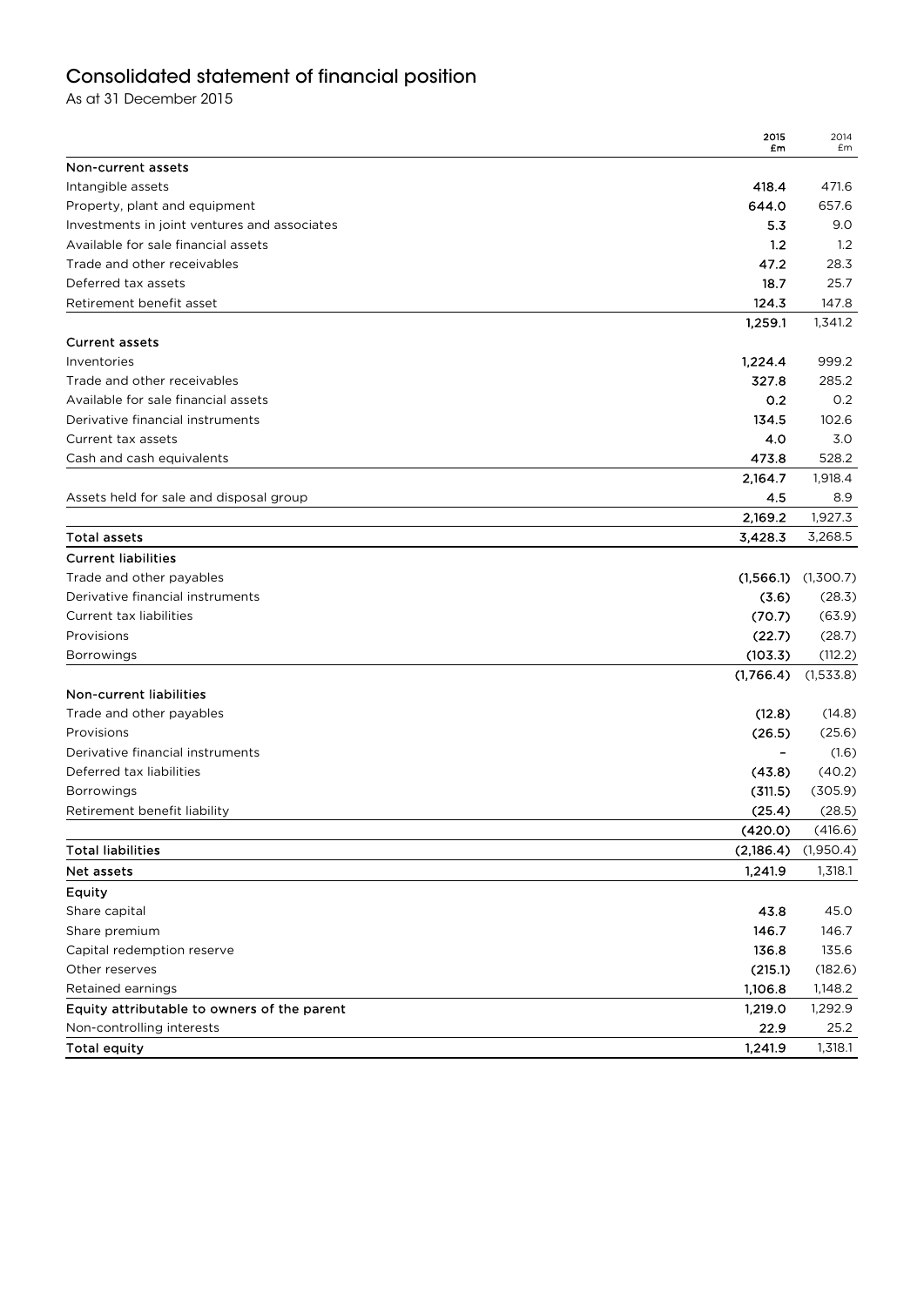# Consolidated statement of financial position

As at 31 December 2015

| | 2015 £m | 2014 £m |
|---|---|---|
| **Non-current assets** | | |
| Intangible assets | 418.4 | 471.6 |
| Property, plant and equipment | 644.0 | 657.6 |
| Investments in joint ventures and associates | 5.3 | 9.0 |
| Available for sale financial assets | 1.2 | 1.2 |
| Trade and other receivables | 47.2 | 28.3 |
| Deferred tax assets | 18.7 | 25.7 |
| Retirement benefit asset | 124.3 | 147.8 |
| | 1,259.1 | 1,341.2 |
| **Current assets** | | |
| Inventories | 1,224.4 | 999.2 |
| Trade and other receivables | 327.8 | 285.2 |
| Available for sale financial assets | 0.2 | 0.2 |
| Derivative financial instruments | 134.5 | 102.6 |
| Current tax assets | 4.0 | 3.0 |
| Cash and cash equivalents | 473.8 | 528.2 |
| | 2,164.7 | 1,918.4 |
| Assets held for sale and disposal group | 4.5 | 8.9 |
| | 2,169.2 | 1,927.3 |
| **Total assets** | 3,428.3 | 3,268.5 |
| **Current liabilities** | | |
| Trade and other payables | (1,566.1) | (1,300.7) |
| Derivative financial instruments | (3.6) | (28.3) |
| Current tax liabilities | (70.7) | (63.9) |
| Provisions | (22.7) | (28.7) |
| Borrowings | (103.3) | (112.2) |
| | (1,766.4) | (1,533.8) |
| **Non-current liabilities** | | |
| Trade and other payables | (12.8) | (14.8) |
| Provisions | (26.5) | (25.6) |
| Derivative financial instruments | – | (1.6) |
| Deferred tax liabilities | (43.8) | (40.2) |
| Borrowings | (311.5) | (305.9) |
| Retirement benefit liability | (25.4) | (28.5) |
| | (420.0) | (416.6) |
| **Total liabilities** | (2,186.4) | (1,950.4) |
| **Net assets** | 1,241.9 | 1,318.1 |
| **Equity** | | |
| Share capital | 43.8 | 45.0 |
| Share premium | 146.7 | 146.7 |
| Capital redemption reserve | 136.8 | 135.6 |
| Other reserves | (215.1) | (182.6) |
| Retained earnings | 1,106.8 | 1,148.2 |
| **Equity attributable to owners of the parent** | 1,219.0 | 1,292.9 |
| Non-controlling interests | 22.9 | 25.2 |
| **Total equity** | 1,241.9 | 1,318.1 |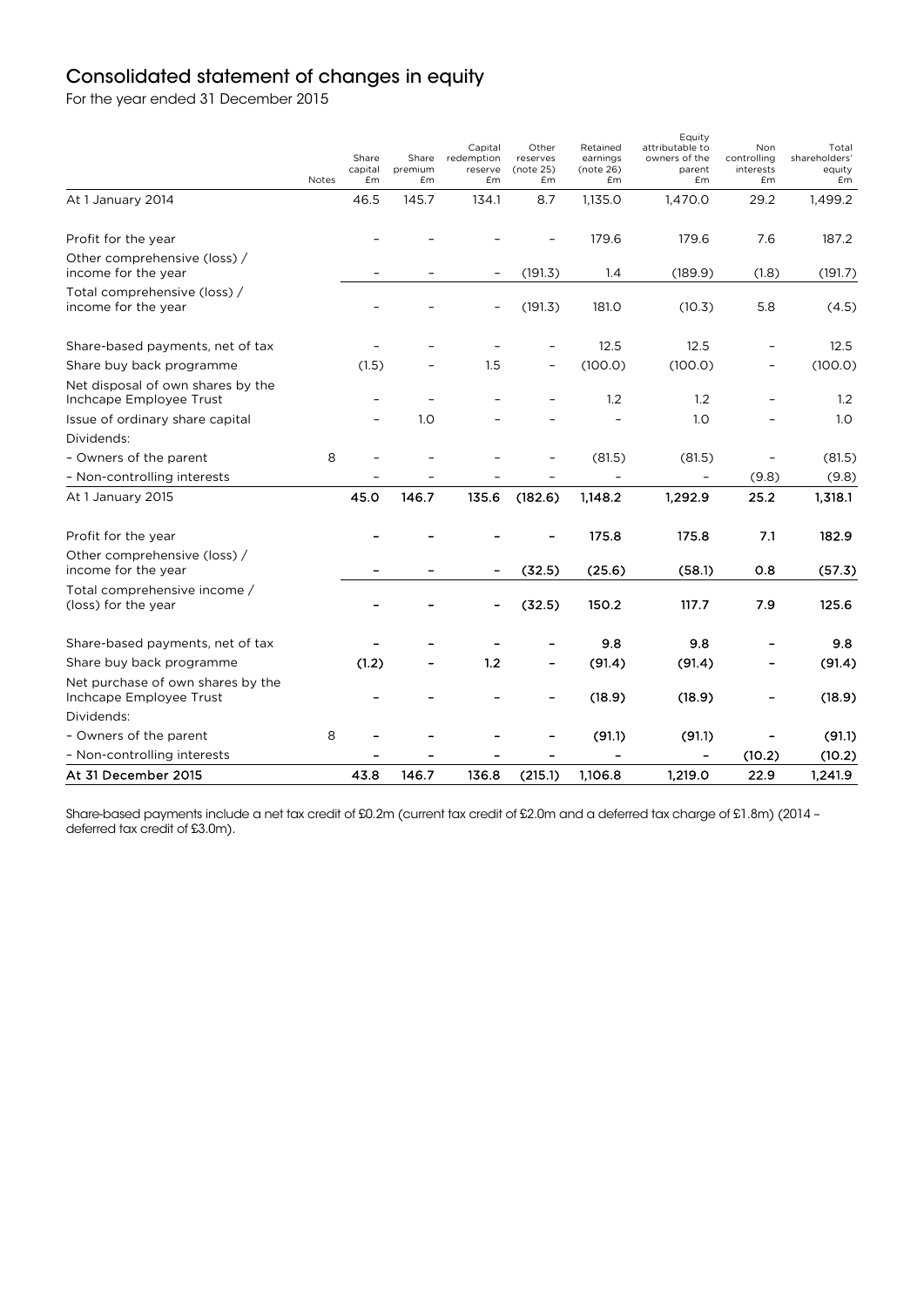# Consolidated statement of changes in equity

For the year ended 31 December 2015

| | Notes | Share capital £m | Share premium £m | Capital redemption reserve £m | Other reserves (note 25) £m | Retained earnings (note 26) £m | Equity attributable to owners of the parent £m | Non controlling interests £m | Total shareholders' equity £m |
|---|---|---|---|---|---|---|---|---|---|
| At 1 January 2014 | | 46.5 | 145.7 | 134.1 | 8.7 | 1,135.0 | 1,470.0 | 29.2 | 1,499.2 |
| Profit for the year | | – | – | – | – | 179.6 | 179.6 | 7.6 | 187.2 |
| Other comprehensive (loss) / income for the year | | – | – | – | (191.3) | 1.4 | (189.9) | (1.8) | (191.7) |
| Total comprehensive (loss) / income for the year | | – | – | – | (191.3) | 181.0 | (10.3) | 5.8 | (4.5) |
| Share-based payments, net of tax | | – | – | – | – | 12.5 | 12.5 | – | 12.5 |
| Share buy back programme | | (1.5) | – | 1.5 | – | (100.0) | (100.0) | – | (100.0) |
| Net disposal of own shares by the Inchcape Employee Trust | | – | – | – | – | 1.2 | 1.2 | – | 1.2 |
| Issue of ordinary share capital | | – | 1.0 | – | – | – | 1.0 | – | 1.0 |
| Dividends: | | | | | | | | | |
| – Owners of the parent | 8 | – | – | – | – | (81.5) | (81.5) | – | (81.5) |
| – Non-controlling interests | | – | – | – | – | – | – | (9.8) | (9.8) |
| At 1 January 2015 | | 45.0 | 146.7 | 135.6 | (182.6) | 1,148.2 | 1,292.9 | 25.2 | 1,318.1 |
| Profit for the year | | – | – | – | – | 175.8 | 175.8 | 7.1 | 182.9 |
| Other comprehensive (loss) / income for the year | | – | – | – | (32.5) | (25.6) | (58.1) | 0.8 | (57.3) |
| Total comprehensive income / (loss) for the year | | – | – | – | (32.5) | 150.2 | 117.7 | 7.9 | 125.6 |
| Share-based payments, net of tax | | – | – | – | – | 9.8 | 9.8 | – | 9.8 |
| Share buy back programme | | (1.2) | – | 1.2 | – | (91.4) | (91.4) | – | (91.4) |
| Net purchase of own shares by the Inchcape Employee Trust | | – | – | – | – | (18.9) | (18.9) | – | (18.9) |
| Dividends: | | | | | | | | | |
| – Owners of the parent | 8 | – | – | – | – | (91.1) | (91.1) | – | (91.1) |
| – Non-controlling interests | | – | – | – | – | – | – | (10.2) | (10.2) |
| At 31 December 2015 | | 43.8 | 146.7 | 136.8 | (215.1) | 1,106.8 | 1,219.0 | 22.9 | 1,241.9 |

Share-based payments include a net tax credit of £0.2m (current tax credit of £2.0m and a deferred tax charge of £1.8m) (2014 – deferred tax credit of £3.0m).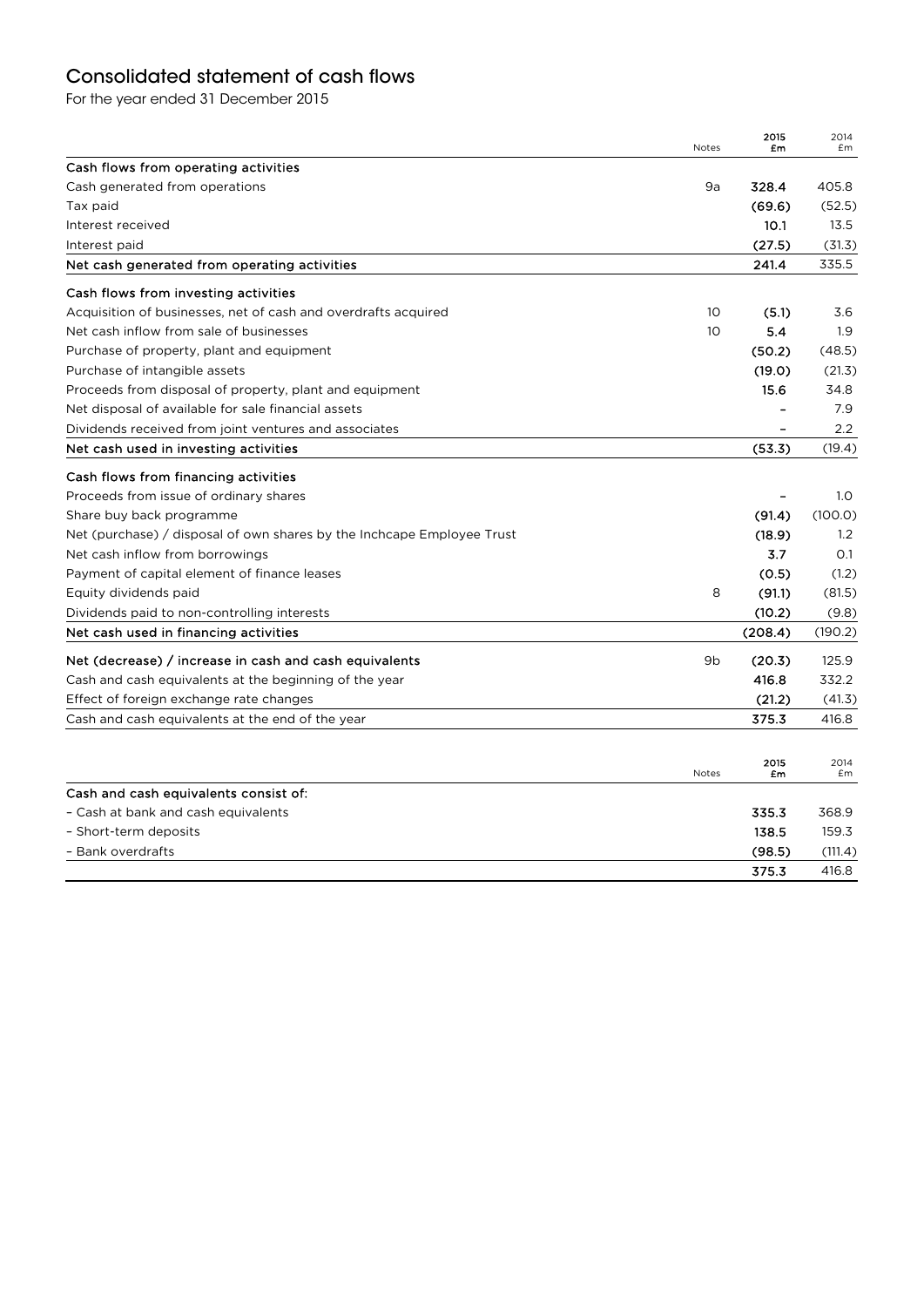# Consolidated statement of cash flows

For the year ended 31 December 2015

| | Notes | 2015 £m | 2014 £m |
|---|---|---|---|
| **Cash flows from operating activities** | | | |
| Cash generated from operations | 9a | **328.4** | 405.8 |
| Tax paid | | **(69.6)** | (52.5) |
| Interest received | | **10.1** | 13.5 |
| Interest paid | | **(27.5)** | (31.3) |
| **Net cash generated from operating activities** | | **241.4** | 335.5 |
| **Cash flows from investing activities** | | | |
| Acquisition of businesses, net of cash and overdrafts acquired | 10 | **(5.1)** | 3.6 |
| Net cash inflow from sale of businesses | 10 | **5.4** | 1.9 |
| Purchase of property, plant and equipment | | **(50.2)** | (48.5) |
| Purchase of intangible assets | | **(19.0)** | (21.3) |
| Proceeds from disposal of property, plant and equipment | | **15.6** | 34.8 |
| Net disposal of available for sale financial assets | | **–** | 7.9 |
| Dividends received from joint ventures and associates | | **–** | 2.2 |
| **Net cash used in investing activities** | | **(53.3)** | (19.4) |
| **Cash flows from financing activities** | | | |
| Proceeds from issue of ordinary shares | | **–** | 1.0 |
| Share buy back programme | | **(91.4)** | (100.0) |
| Net (purchase) / disposal of own shares by the Inchcape Employee Trust | | **(18.9)** | 1.2 |
| Net cash inflow from borrowings | | **3.7** | 0.1 |
| Payment of capital element of finance leases | | **(0.5)** | (1.2) |
| Equity dividends paid | 8 | **(91.1)** | (81.5) |
| Dividends paid to non-controlling interests | | **(10.2)** | (9.8) |
| **Net cash used in financing activities** | | **(208.4)** | (190.2) |
| **Net (decrease) / increase in cash and cash equivalents** | 9b | **(20.3)** | 125.9 |
| Cash and cash equivalents at the beginning of the year | | **416.8** | 332.2 |
| Effect of foreign exchange rate changes | | **(21.2)** | (41.3) |
| Cash and cash equivalents at the end of the year | | **375.3** | 416.8 |

| | Notes | 2015 £m | 2014 £m |
|---|---|---|---|
| **Cash and cash equivalents consist of:** | | | |
| – Cash at bank and cash equivalents | | **335.3** | 368.9 |
| – Short-term deposits | | **138.5** | 159.3 |
| – Bank overdrafts | | **(98.5)** | (111.4) |
| | | **375.3** | 416.8 |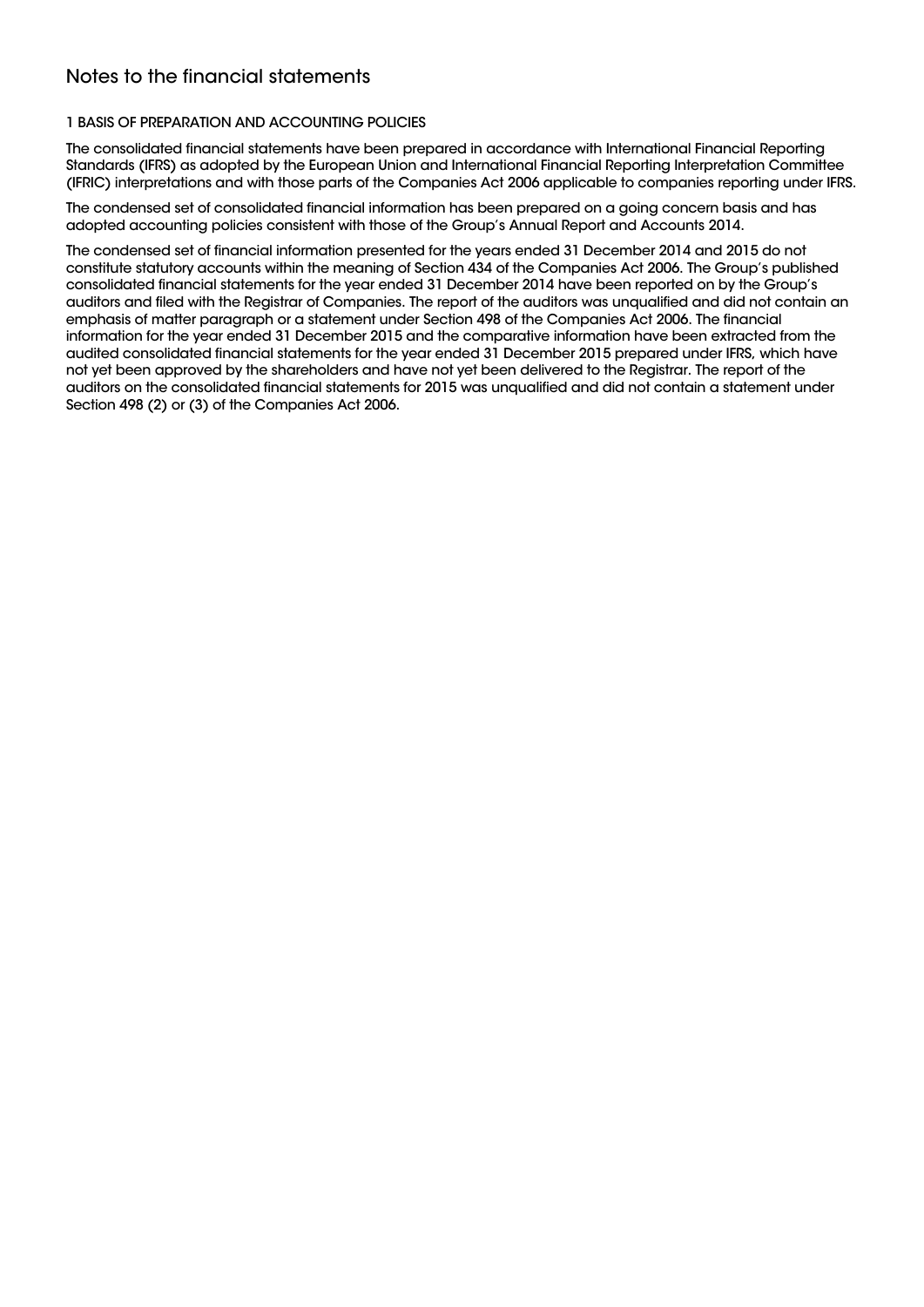# Notes to the financial statements

## 1 BASIS OF PREPARATION AND ACCOUNTING POLICIES

The consolidated financial statements have been prepared in accordance with International Financial Reporting Standards (IFRS) as adopted by the European Union and International Financial Reporting Interpretation Committee (IFRIC) interpretations and with those parts of the Companies Act 2006 applicable to companies reporting under IFRS.

The condensed set of consolidated financial information has been prepared on a going concern basis and has adopted accounting policies consistent with those of the Group's Annual Report and Accounts 2014.

The condensed set of financial information presented for the years ended 31 December 2014 and 2015 do not constitute statutory accounts within the meaning of Section 434 of the Companies Act 2006. The Group's published consolidated financial statements for the year ended 31 December 2014 have been reported on by the Group's auditors and filed with the Registrar of Companies. The report of the auditors was unqualified and did not contain an emphasis of matter paragraph or a statement under Section 498 of the Companies Act 2006. The financial information for the year ended 31 December 2015 and the comparative information have been extracted from the audited consolidated financial statements for the year ended 31 December 2015 prepared under IFRS, which have not yet been approved by the shareholders and have not yet been delivered to the Registrar. The report of the auditors on the consolidated financial statements for 2015 was unqualified and did not contain a statement under Section 498 (2) or (3) of the Companies Act 2006.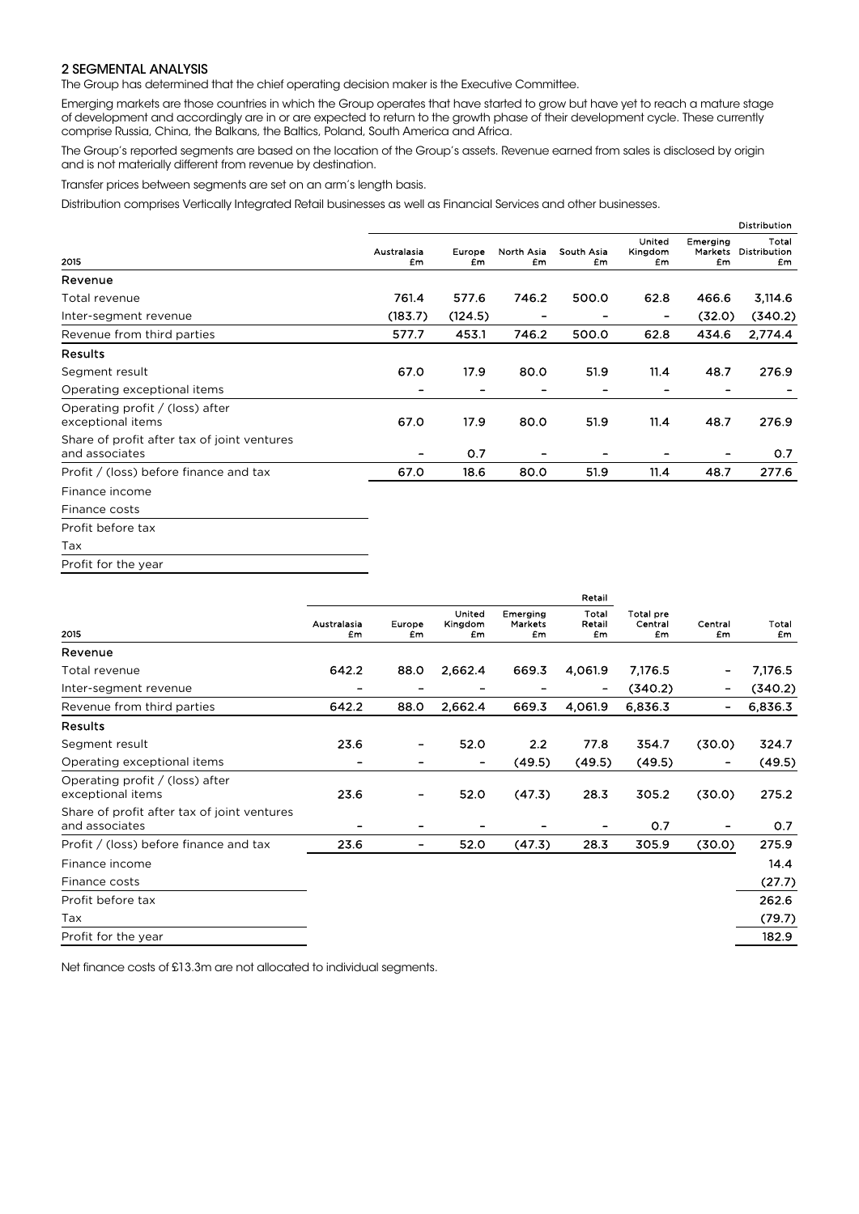## 2 SEGMENTAL ANALYSIS

The Group has determined that the chief operating decision maker is the Executive Committee.

Emerging markets are those countries in which the Group operates that have started to grow but have yet to reach a mature stage of development and accordingly are in or are expected to return to the growth phase of their development cycle. These currently comprise Russia, China, the Balkans, the Baltics, Poland, South America and Africa.

The Group's reported segments are based on the location of the Group's assets. Revenue earned from sales is disclosed by origin and is not materially different from revenue by destination.

Transfer prices between segments are set on an arm's length basis.

Distribution comprises Vertically Integrated Retail businesses as well as Financial Services and other businesses.

| | Distribution | | | | | | |
|---|---|---|---|---|---|---|---|
| 2015 | Australasia £m | Europe £m | North Asia £m | South Asia £m | United Kingdom £m | Emerging Markets £m | Total Distribution £m |
| **Revenue** | | | | | | | |
| Total revenue | 761.4 | 577.6 | 746.2 | 500.0 | 62.8 | 466.6 | 3,114.6 |
| Inter-segment revenue | (183.7) | (124.5) | – | – | – | (32.0) | (340.2) |
| Revenue from third parties | 577.7 | 453.1 | 746.2 | 500.0 | 62.8 | 434.6 | 2,774.4 |
| **Results** | | | | | | | |
| Segment result | 67.0 | 17.9 | 80.0 | 51.9 | 11.4 | 48.7 | 276.9 |
| Operating exceptional items | – | – | – | – | – | – | – |
| Operating profit / (loss) after exceptional items | 67.0 | 17.9 | 80.0 | 51.9 | 11.4 | 48.7 | 276.9 |
| Share of profit after tax of joint ventures and associates | – | 0.7 | – | – | – | – | 0.7 |
| Profit / (loss) before finance and tax | 67.0 | 18.6 | 80.0 | 51.9 | 11.4 | 48.7 | 277.6 |
| Finance income | | | | | | | |
| Finance costs | | | | | | | |
| Profit before tax | | | | | | | |
| Tax | | | | | | | |
| Profit for the year | | | | | | | |

| | Retail | | | | | | | |
|---|---|---|---|---|---|---|---|---|
| 2015 | Australasia £m | Europe £m | United Kingdom £m | Emerging Markets £m | Total Retail £m | Total pre Central £m | Central £m | Total £m |
| **Revenue** | | | | | | | | |
| Total revenue | 642.2 | 88.0 | 2,662.4 | 669.3 | 4,061.9 | 7,176.5 | – | 7,176.5 |
| Inter-segment revenue | – | – | – | – | – | (340.2) | – | (340.2) |
| Revenue from third parties | 642.2 | 88.0 | 2,662.4 | 669.3 | 4,061.9 | 6,836.3 | – | 6,836.3 |
| **Results** | | | | | | | | |
| Segment result | 23.6 | – | 52.0 | 2.2 | 77.8 | 354.7 | (30.0) | 324.7 |
| Operating exceptional items | – | – | – | (49.5) | (49.5) | (49.5) | – | (49.5) |
| Operating profit / (loss) after exceptional items | 23.6 | – | 52.0 | (47.3) | 28.3 | 305.2 | (30.0) | 275.2 |
| Share of profit after tax of joint ventures and associates | – | – | – | – | – | 0.7 | – | 0.7 |
| Profit / (loss) before finance and tax | 23.6 | – | 52.0 | (47.3) | 28.3 | 305.9 | (30.0) | 275.9 |
| Finance income | | | | | | | | 14.4 |
| Finance costs | | | | | | | | (27.7) |
| Profit before tax | | | | | | | | 262.6 |
| Tax | | | | | | | | (79.7) |
| Profit for the year | | | | | | | | 182.9 |

Net finance costs of £13.3m are not allocated to individual segments.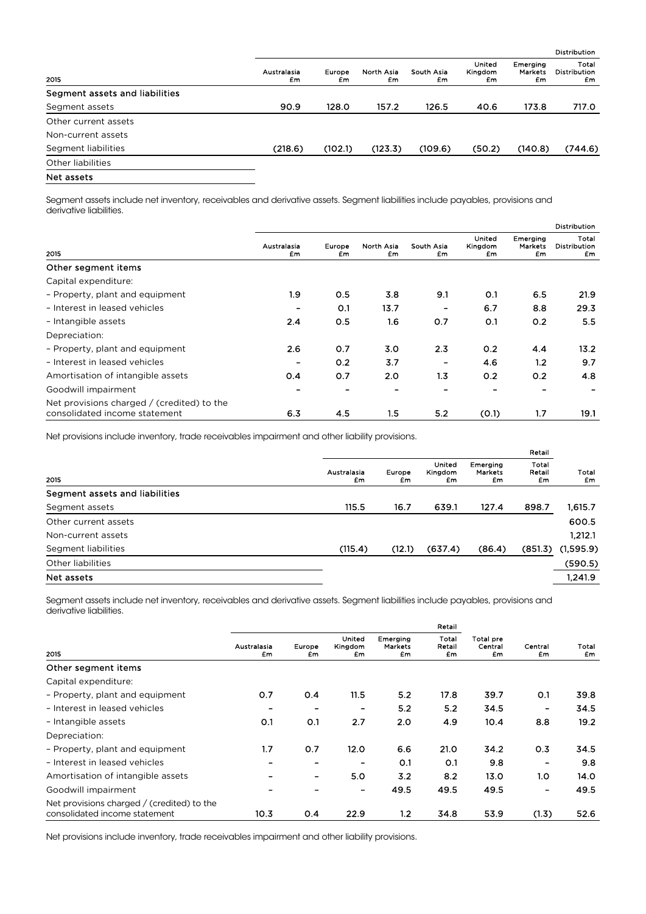| 2015 | Australasia £m | Europe £m | North Asia £m | South Asia £m | United Kingdom £m | Emerging Markets £m | Distribution Total Distribution £m |
|---|---|---|---|---|---|---|---|
| **Segment assets and liabilities** | | | | | | | |
| Segment assets | 90.9 | 128.0 | 157.2 | 126.5 | 40.6 | 173.8 | 717.0 |
| Other current assets | | | | | | | |
| Non-current assets | | | | | | | |
| Segment liabilities | (218.6) | (102.1) | (123.3) | (109.6) | (50.2) | (140.8) | (744.6) |
| Other liabilities | | | | | | | |
| **Net assets** | | | | | | | |

Segment assets include net inventory, receivables and derivative assets. Segment liabilities include payables, provisions and derivative liabilities.

| 2015 | Australasia £m | Europe £m | North Asia £m | South Asia £m | United Kingdom £m | Emerging Markets £m | Distribution Total Distribution £m |
|---|---|---|---|---|---|---|---|
| **Other segment items** | | | | | | | |
| Capital expenditure: | | | | | | | |
| – Property, plant and equipment | 1.9 | 0.5 | 3.8 | 9.1 | 0.1 | 6.5 | 21.9 |
| – Interest in leased vehicles | – | 0.1 | 13.7 | – | 6.7 | 8.8 | 29.3 |
| – Intangible assets | 2.4 | 0.5 | 1.6 | 0.7 | 0.1 | 0.2 | 5.5 |
| Depreciation: | | | | | | | |
| – Property, plant and equipment | 2.6 | 0.7 | 3.0 | 2.3 | 0.2 | 4.4 | 13.2 |
| – Interest in leased vehicles | – | 0.2 | 3.7 | – | 4.6 | 1.2 | 9.7 |
| Amortisation of intangible assets | 0.4 | 0.7 | 2.0 | 1.3 | 0.2 | 0.2 | 4.8 |
| Goodwill impairment | – | – | – | – | – | – | – |
| Net provisions charged / (credited) to the consolidated income statement | 6.3 | 4.5 | 1.5 | 5.2 | (0.1) | 1.7 | 19.1 |

Net provisions include inventory, trade receivables impairment and other liability provisions.

| 2015 | Australasia £m | Europe £m | United Kingdom £m | Emerging Markets £m | Retail Total Retail £m | Total £m |
|---|---|---|---|---|---|---|
| **Segment assets and liabilities** | | | | | | |
| Segment assets | 115.5 | 16.7 | 639.1 | 127.4 | 898.7 | 1,615.7 |
| Other current assets | | | | | | 600.5 |
| Non-current assets | | | | | | 1,212.1 |
| Segment liabilities | (115.4) | (12.1) | (637.4) | (86.4) | (851.3) | (1,595.9) |
| Other liabilities | | | | | | (590.5) |
| **Net assets** | | | | | | 1,241.9 |

Segment assets include net inventory, receivables and derivative assets. Segment liabilities include payables, provisions and derivative liabilities.

| 2015 | Australasia £m | Europe £m | United Kingdom £m | Emerging Markets £m | Retail Total Retail £m | Total pre Central £m | Central £m | Total £m |
|---|---|---|---|---|---|---|---|---|
| **Other segment items** | | | | | | | | |
| Capital expenditure: | | | | | | | | |
| – Property, plant and equipment | 0.7 | 0.4 | 11.5 | 5.2 | 17.8 | 39.7 | 0.1 | 39.8 |
| – Interest in leased vehicles | – | – | – | 5.2 | 5.2 | 34.5 | – | 34.5 |
| – Intangible assets | 0.1 | 0.1 | 2.7 | 2.0 | 4.9 | 10.4 | 8.8 | 19.2 |
| Depreciation: | | | | | | | | |
| – Property, plant and equipment | 1.7 | 0.7 | 12.0 | 6.6 | 21.0 | 34.2 | 0.3 | 34.5 |
| – Interest in leased vehicles | – | – | – | 0.1 | 0.1 | 9.8 | – | 9.8 |
| Amortisation of intangible assets | – | – | 5.0 | 3.2 | 8.2 | 13.0 | 1.0 | 14.0 |
| Goodwill impairment | – | – | – | 49.5 | 49.5 | 49.5 | – | 49.5 |
| Net provisions charged / (credited) to the consolidated income statement | 10.3 | 0.4 | 22.9 | 1.2 | 34.8 | 53.9 | (1.3) | 52.6 |

Net provisions include inventory, trade receivables impairment and other liability provisions.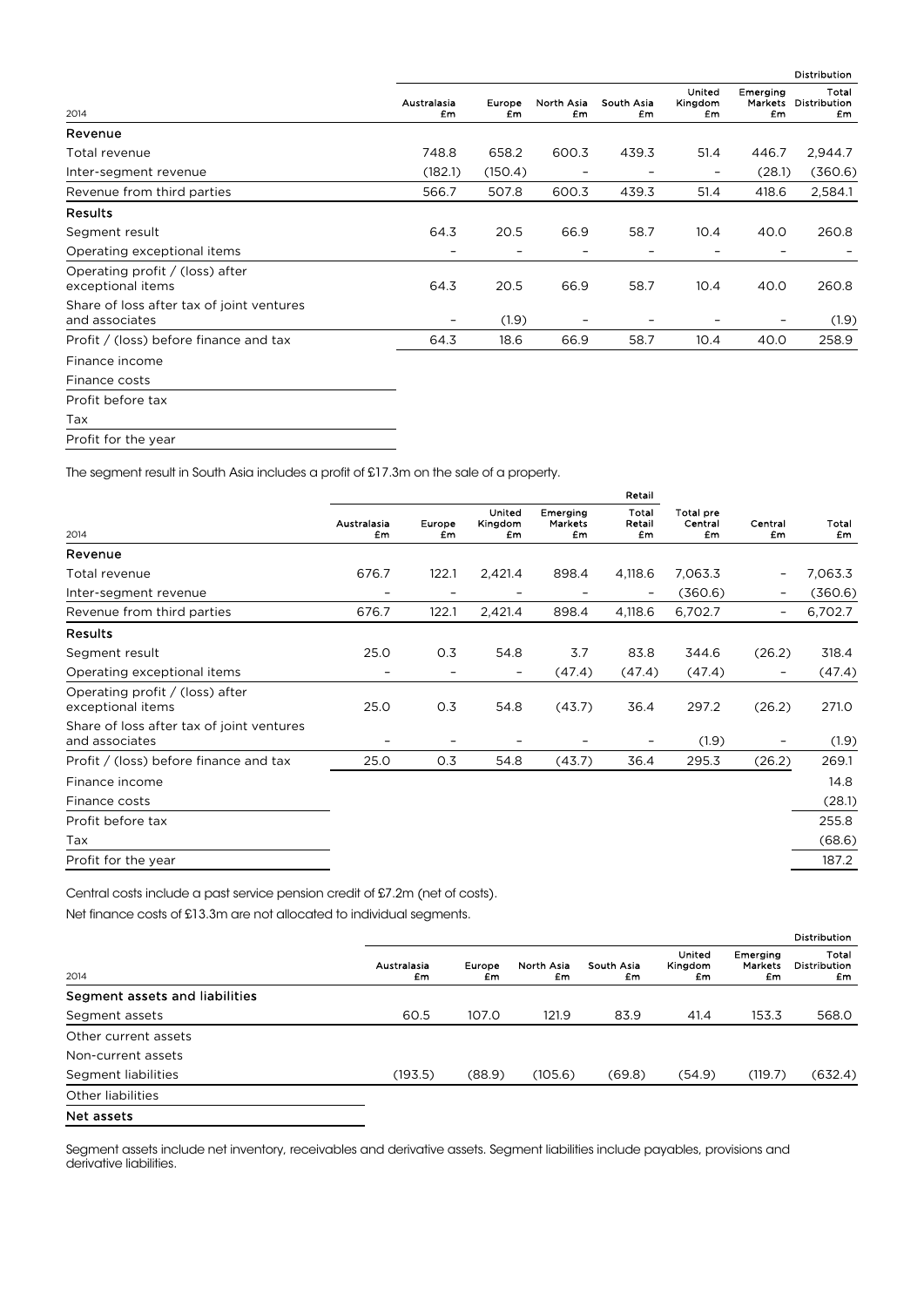| 2014 | Australasia £m | Europe £m | North Asia £m | South Asia £m | United Kingdom £m | Emerging Markets £m | Total Distribution £m |
|---|---|---|---|---|---|---|---|
| | | | | | | | Distribution |
| **Revenue** | | | | | | | |
| Total revenue | 748.8 | 658.2 | 600.3 | 439.3 | 51.4 | 446.7 | 2,944.7 |
| Inter-segment revenue | (182.1) | (150.4) | – | – | – | (28.1) | (360.6) |
| Revenue from third parties | 566.7 | 507.8 | 600.3 | 439.3 | 51.4 | 418.6 | 2,584.1 |
| **Results** | | | | | | | |
| Segment result | 64.3 | 20.5 | 66.9 | 58.7 | 10.4 | 40.0 | 260.8 |
| Operating exceptional items | – | – | – | – | – | – | – |
| Operating profit / (loss) after exceptional items | 64.3 | 20.5 | 66.9 | 58.7 | 10.4 | 40.0 | 260.8 |
| Share of loss after tax of joint ventures and associates | – | (1.9) | – | – | – | – | (1.9) |
| Profit / (loss) before finance and tax | 64.3 | 18.6 | 66.9 | 58.7 | 10.4 | 40.0 | 258.9 |
| Finance income | | | | | | | |
| Finance costs | | | | | | | |
| Profit before tax | | | | | | | |
| Tax | | | | | | | |
| Profit for the year | | | | | | | |

The segment result in South Asia includes a profit of £17.3m on the sale of a property.

| 2014 | Australasia £m | Europe £m | United Kingdom £m | Emerging Markets £m | Total Retail £m | Total pre Central £m | Central £m | Total £m |
|---|---|---|---|---|---|---|---|---|
| | | | | | Retail | | | |
| **Revenue** | | | | | | | | |
| Total revenue | 676.7 | 122.1 | 2,421.4 | 898.4 | 4,118.6 | 7,063.3 | – | 7,063.3 |
| Inter-segment revenue | – | – | – | – | – | (360.6) | – | (360.6) |
| Revenue from third parties | 676.7 | 122.1 | 2,421.4 | 898.4 | 4,118.6 | 6,702.7 | – | 6,702.7 |
| **Results** | | | | | | | | |
| Segment result | 25.0 | 0.3 | 54.8 | 3.7 | 83.8 | 344.6 | (26.2) | 318.4 |
| Operating exceptional items | – | – | – | (47.4) | (47.4) | (47.4) | – | (47.4) |
| Operating profit / (loss) after exceptional items | 25.0 | 0.3 | 54.8 | (43.7) | 36.4 | 297.2 | (26.2) | 271.0 |
| Share of loss after tax of joint ventures and associates | – | – | – | – | – | (1.9) | – | (1.9) |
| Profit / (loss) before finance and tax | 25.0 | 0.3 | 54.8 | (43.7) | 36.4 | 295.3 | (26.2) | 269.1 |
| Finance income | | | | | | | | 14.8 |
| Finance costs | | | | | | | | (28.1) |
| Profit before tax | | | | | | | | 255.8 |
| Tax | | | | | | | | (68.6) |
| Profit for the year | | | | | | | | 187.2 |

Central costs include a past service pension credit of £7.2m (net of costs).

Net finance costs of £13.3m are not allocated to individual segments.

| 2014 | Australasia £m | Europe £m | North Asia £m | South Asia £m | United Kingdom £m | Emerging Markets £m | Total Distribution £m |
|---|---|---|---|---|---|---|---|
| | | | | | | | Distribution |
| **Segment assets and liabilities** | | | | | | | |
| Segment assets | 60.5 | 107.0 | 121.9 | 83.9 | 41.4 | 153.3 | 568.0 |
| Other current assets | | | | | | | |
| Non-current assets | | | | | | | |
| Segment liabilities | (193.5) | (88.9) | (105.6) | (69.8) | (54.9) | (119.7) | (632.4) |
| Other liabilities | | | | | | | |
| **Net assets** | | | | | | | |

Segment assets include net inventory, receivables and derivative assets. Segment liabilities include payables, provisions and derivative liabilities.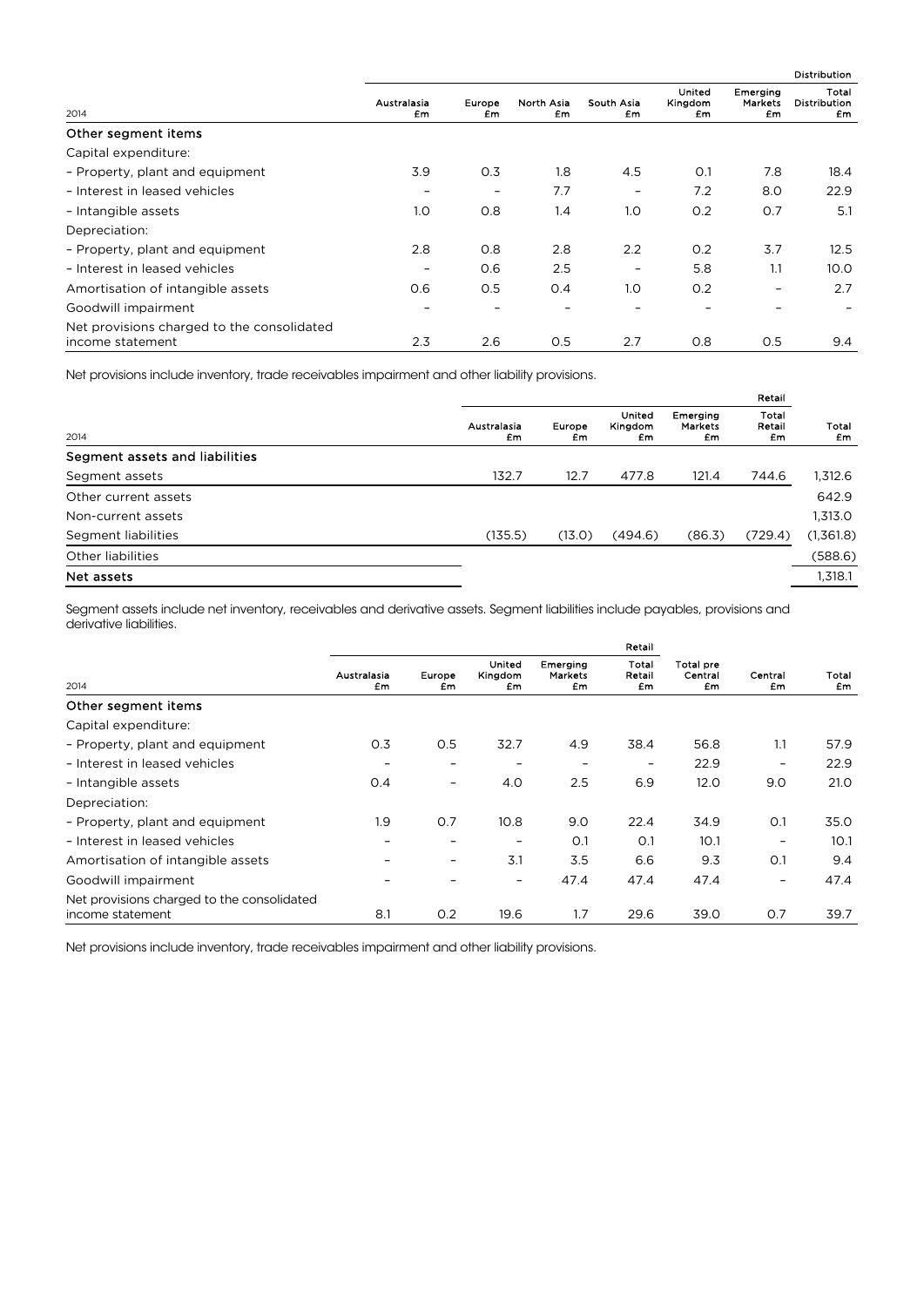| 2014 | Australasia £m | Europe £m | North Asia £m | South Asia £m | United Kingdom £m | Emerging Markets £m | Distribution Total Distribution £m |
|---|---|---|---|---|---|---|---|
| **Other segment items** | | | | | | | |
| Capital expenditure: | | | | | | | |
| – Property, plant and equipment | 3.9 | 0.3 | 1.8 | 4.5 | 0.1 | 7.8 | 18.4 |
| – Interest in leased vehicles | – | – | 7.7 | – | 7.2 | 8.0 | 22.9 |
| – Intangible assets | 1.0 | 0.8 | 1.4 | 1.0 | 0.2 | 0.7 | 5.1 |
| Depreciation: | | | | | | | |
| – Property, plant and equipment | 2.8 | 0.8 | 2.8 | 2.2 | 0.2 | 3.7 | 12.5 |
| – Interest in leased vehicles | – | 0.6 | 2.5 | – | 5.8 | 1.1 | 10.0 |
| Amortisation of intangible assets | 0.6 | 0.5 | 0.4 | 1.0 | 0.2 | – | 2.7 |
| Goodwill impairment | – | – | – | – | – | – | – |
| Net provisions charged to the consolidated income statement | 2.3 | 2.6 | 0.5 | 2.7 | 0.8 | 0.5 | 9.4 |

Net provisions include inventory, trade receivables impairment and other liability provisions.

| 2014 | Australasia £m | Europe £m | United Kingdom £m | Emerging Markets £m | Retail Total Retail £m | Total £m |
|---|---|---|---|---|---|---|
| **Segment assets and liabilities** | | | | | | |
| Segment assets | 132.7 | 12.7 | 477.8 | 121.4 | 744.6 | 1,312.6 |
| Other current assets | | | | | | 642.9 |
| Non-current assets | | | | | | 1,313.0 |
| Segment liabilities | (135.5) | (13.0) | (494.6) | (86.3) | (729.4) | (1,361.8) |
| Other liabilities | | | | | | (588.6) |
| **Net assets** | | | | | | 1,318.1 |

Segment assets include net inventory, receivables and derivative assets. Segment liabilities include payables, provisions and derivative liabilities.

| 2014 | Australasia £m | Europe £m | United Kingdom £m | Emerging Markets £m | Retail Total Retail £m | Total pre Central £m | Central £m | Total £m |
|---|---|---|---|---|---|---|---|---|
| **Other segment items** | | | | | | | | |
| Capital expenditure: | | | | | | | | |
| – Property, plant and equipment | 0.3 | 0.5 | 32.7 | 4.9 | 38.4 | 56.8 | 1.1 | 57.9 |
| – Interest in leased vehicles | – | – | – | – | – | 22.9 | – | 22.9 |
| – Intangible assets | 0.4 | – | 4.0 | 2.5 | 6.9 | 12.0 | 9.0 | 21.0 |
| Depreciation: | | | | | | | | |
| – Property, plant and equipment | 1.9 | 0.7 | 10.8 | 9.0 | 22.4 | 34.9 | 0.1 | 35.0 |
| – Interest in leased vehicles | – | – | – | 0.1 | 0.1 | 10.1 | – | 10.1 |
| Amortisation of intangible assets | – | – | 3.1 | 3.5 | 6.6 | 9.3 | 0.1 | 9.4 |
| Goodwill impairment | – | – | – | 47.4 | 47.4 | 47.4 | – | 47.4 |
| Net provisions charged to the consolidated income statement | 8.1 | 0.2 | 19.6 | 1.7 | 29.6 | 39.0 | 0.7 | 39.7 |

Net provisions include inventory, trade receivables impairment and other liability provisions.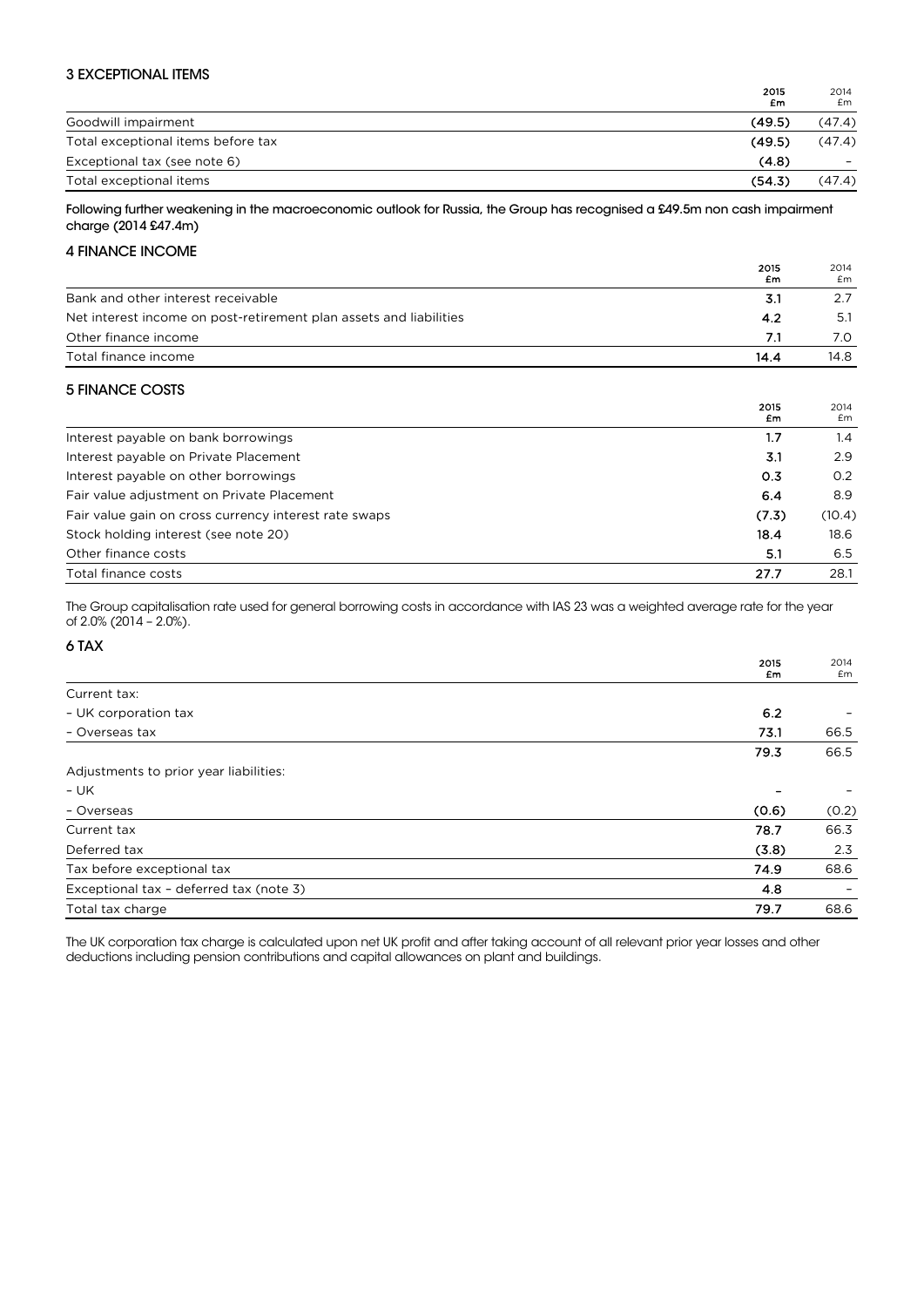## 3 EXCEPTIONAL ITEMS

| | 2015 £m | 2014 £m |
|---|---|---|
| Goodwill impairment | (49.5) | (47.4) |
| Total exceptional items before tax | (49.5) | (47.4) |
| Exceptional tax (see note 6) | (4.8) | – |
| Total exceptional items | (54.3) | (47.4) |

**Following further weakening in the macroeconomic outlook for Russia, the Group has recognised a £49.5m non cash impairment charge (2014 £47.4m)**

## 4 FINANCE INCOME

| | 2015 £m | 2014 £m |
|---|---|---|
| Bank and other interest receivable | 3.1 | 2.7 |
| Net interest income on post-retirement plan assets and liabilities | 4.2 | 5.1 |
| Other finance income | 7.1 | 7.0 |
| Total finance income | 14.4 | 14.8 |

## 5 FINANCE COSTS

| | 2015 £m | 2014 £m |
|---|---|---|
| Interest payable on bank borrowings | 1.7 | 1.4 |
| Interest payable on Private Placement | 3.1 | 2.9 |
| Interest payable on other borrowings | 0.3 | 0.2 |
| Fair value adjustment on Private Placement | 6.4 | 8.9 |
| Fair value gain on cross currency interest rate swaps | (7.3) | (10.4) |
| Stock holding interest (see note 20) | 18.4 | 18.6 |
| Other finance costs | 5.1 | 6.5 |
| Total finance costs | 27.7 | 28.1 |

The Group capitalisation rate used for general borrowing costs in accordance with IAS 23 was a weighted average rate for the year of 2.0% (2014 – 2.0%).

## 6 TAX

| | 2015 £m | 2014 £m |
|---|---|---|
| Current tax: | | |
| – UK corporation tax | 6.2 | – |
| – Overseas tax | 73.1 | 66.5 |
| | 79.3 | 66.5 |
| Adjustments to prior year liabilities: | | |
| – UK | – | – |
| – Overseas | (0.6) | (0.2) |
| Current tax | 78.7 | 66.3 |
| Deferred tax | (3.8) | 2.3 |
| Tax before exceptional tax | 74.9 | 68.6 |
| Exceptional tax – deferred tax (note 3) | 4.8 | – |
| Total tax charge | 79.7 | 68.6 |

The UK corporation tax charge is calculated upon net UK profit and after taking account of all relevant prior year losses and other deductions including pension contributions and capital allowances on plant and buildings.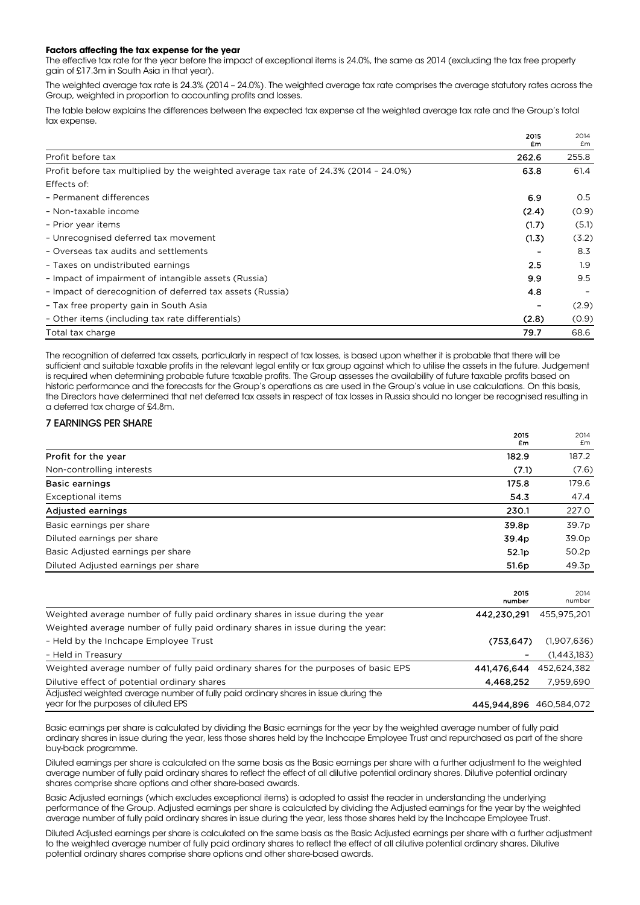**Factors affecting the tax expense for the year**

The effective tax rate for the year before the impact of exceptional items is 24.0%, the same as 2014 (excluding the tax free property gain of £17.3m in South Asia in that year).

The weighted average tax rate is 24.3% (2014 – 24.0%). The weighted average tax rate comprises the average statutory rates across the Group, weighted in proportion to accounting profits and losses.

The table below explains the differences between the expected tax expense at the weighted average tax rate and the Group's total tax expense.

| | 2015 £m | 2014 £m |
|---|---|---|
| Profit before tax | 262.6 | 255.8 |
| Profit before tax multiplied by the weighted average tax rate of 24.3% (2014 – 24.0%) | 63.8 | 61.4 |
| Effects of: | | |
| – Permanent differences | 6.9 | 0.5 |
| – Non-taxable income | (2.4) | (0.9) |
| – Prior year items | (1.7) | (5.1) |
| – Unrecognised deferred tax movement | (1.3) | (3.2) |
| – Overseas tax audits and settlements | – | 8.3 |
| – Taxes on undistributed earnings | 2.5 | 1.9 |
| – Impact of impairment of intangible assets (Russia) | 9.9 | 9.5 |
| – Impact of derecognition of deferred tax assets (Russia) | 4.8 | – |
| – Tax free property gain in South Asia | – | (2.9) |
| – Other items (including tax rate differentials) | (2.8) | (0.9) |
| Total tax charge | 79.7 | 68.6 |

The recognition of deferred tax assets, particularly in respect of tax losses, is based upon whether it is probable that there will be sufficient and suitable taxable profits in the relevant legal entity or tax group against which to utilise the assets in the future. Judgement is required when determining probable future taxable profits. The Group assesses the availability of future taxable profits based on historic performance and the forecasts for the Group's operations as are used in the Group's value in use calculations. On this basis, the Directors have determined that net deferred tax assets in respect of tax losses in Russia should no longer be recognised resulting in a deferred tax charge of £4.8m.

## 7 EARNINGS PER SHARE

| | 2015 £m | 2014 £m |
|---|---|---|
| **Profit for the year** | 182.9 | 187.2 |
| Non-controlling interests | (7.1) | (7.6) |
| **Basic earnings** | 175.8 | 179.6 |
| Exceptional items | 54.3 | 47.4 |
| **Adjusted earnings** | 230.1 | 227.0 |
| Basic earnings per share | 39.8p | 39.7p |
| Diluted earnings per share | 39.4p | 39.0p |
| Basic Adjusted earnings per share | 52.1p | 50.2p |
| Diluted Adjusted earnings per share | 51.6p | 49.3p |

| | 2015 number | 2014 number |
|---|---|---|
| Weighted average number of fully paid ordinary shares in issue during the year | 442,230,291 | 455,975,201 |
| Weighted average number of fully paid ordinary shares in issue during the year: | | |
| – Held by the Inchcape Employee Trust | (753,647) | (1,907,636) |
| – Held in Treasury | – | (1,443,183) |
| Weighted average number of fully paid ordinary shares for the purposes of basic EPS | 441,476,644 | 452,624,382 |
| Dilutive effect of potential ordinary shares | 4,468,252 | 7,959,690 |
| Adjusted weighted average number of fully paid ordinary shares in issue during the year for the purposes of diluted EPS | 445,944,896 | 460,584,072 |

Basic earnings per share is calculated by dividing the Basic earnings for the year by the weighted average number of fully paid ordinary shares in issue during the year, less those shares held by the Inchcape Employee Trust and repurchased as part of the share buy-back programme.

Diluted earnings per share is calculated on the same basis as the Basic earnings per share with a further adjustment to the weighted average number of fully paid ordinary shares to reflect the effect of all dilutive potential ordinary shares. Dilutive potential ordinary shares comprise share options and other share-based awards.

Basic Adjusted earnings (which excludes exceptional items) is adopted to assist the reader in understanding the underlying performance of the Group. Adjusted earnings per share is calculated by dividing the Adjusted earnings for the year by the weighted average number of fully paid ordinary shares in issue during the year, less those shares held by the Inchcape Employee Trust.

Diluted Adjusted earnings per share is calculated on the same basis as the Basic Adjusted earnings per share with a further adjustment to the weighted average number of fully paid ordinary shares to reflect the effect of all dilutive potential ordinary shares. Dilutive potential ordinary shares comprise share options and other share-based awards.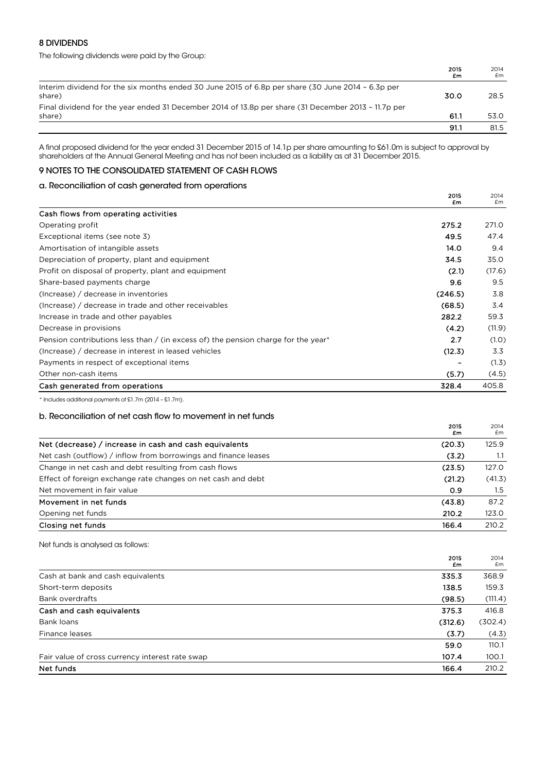## 8 DIVIDENDS

The following dividends were paid by the Group:

| | 2015 £m | 2014 £m |
|---|---|---|
| Interim dividend for the six months ended 30 June 2015 of 6.8p per share (30 June 2014 – 6.3p per share) | 30.0 | 28.5 |
| Final dividend for the year ended 31 December 2014 of 13.8p per share (31 December 2013 – 11.7p per share) | 61.1 | 53.0 |
| | 91.1 | 81.5 |

A final proposed dividend for the year ended 31 December 2015 of 14.1p per share amounting to £61.0m is subject to approval by shareholders at the Annual General Meeting and has not been included as a liability as at 31 December 2015.

## 9 NOTES TO THE CONSOLIDATED STATEMENT OF CASH FLOWS

### a. Reconciliation of cash generated from operations

| | 2015 £m | 2014 £m |
|---|---|---|
| **Cash flows from operating activities** | | |
| Operating profit | 275.2 | 271.0 |
| Exceptional items (see note 3) | 49.5 | 47.4 |
| Amortisation of intangible assets | 14.0 | 9.4 |
| Depreciation of property, plant and equipment | 34.5 | 35.0 |
| Profit on disposal of property, plant and equipment | (2.1) | (17.6) |
| Share-based payments charge | 9.6 | 9.5 |
| (Increase) / decrease in inventories | (246.5) | 3.8 |
| (Increase) / decrease in trade and other receivables | (68.5) | 3.4 |
| Increase in trade and other payables | 282.2 | 59.3 |
| Decrease in provisions | (4.2) | (11.9) |
| Pension contributions less than / (in excess of) the pension charge for the year* | 2.7 | (1.0) |
| (Increase) / decrease in interest in leased vehicles | (12.3) | 3.3 |
| Payments in respect of exceptional items | – | (1.3) |
| Other non-cash items | (5.7) | (4.5) |
| **Cash generated from operations** | 328.4 | 405.8 |

* Includes additional payments of £1.7m (2014 – £1.7m).

### b. Reconciliation of net cash flow to movement in net funds

| | 2015 £m | 2014 £m |
|---|---|---|
| Net (decrease) / increase in cash and cash equivalents | (20.3) | 125.9 |
| Net cash (outflow) / inflow from borrowings and finance leases | (3.2) | 1.1 |
| Change in net cash and debt resulting from cash flows | (23.5) | 127.0 |
| Effect of foreign exchange rate changes on net cash and debt | (21.2) | (41.3) |
| Net movement in fair value | 0.9 | 1.5 |
| **Movement in net funds** | (43.8) | 87.2 |
| Opening net funds | 210.2 | 123.0 |
| **Closing net funds** | 166.4 | 210.2 |

Net funds is analysed as follows:

| | 2015 £m | 2014 £m |
|---|---|---|
| Cash at bank and cash equivalents | 335.3 | 368.9 |
| Short-term deposits | 138.5 | 159.3 |
| Bank overdrafts | (98.5) | (111.4) |
| **Cash and cash equivalents** | 375.3 | 416.8 |
| Bank loans | (312.6) | (302.4) |
| Finance leases | (3.7) | (4.3) |
| | 59.0 | 110.1 |
| Fair value of cross currency interest rate swap | 107.4 | 100.1 |
| **Net funds** | 166.4 | 210.2 |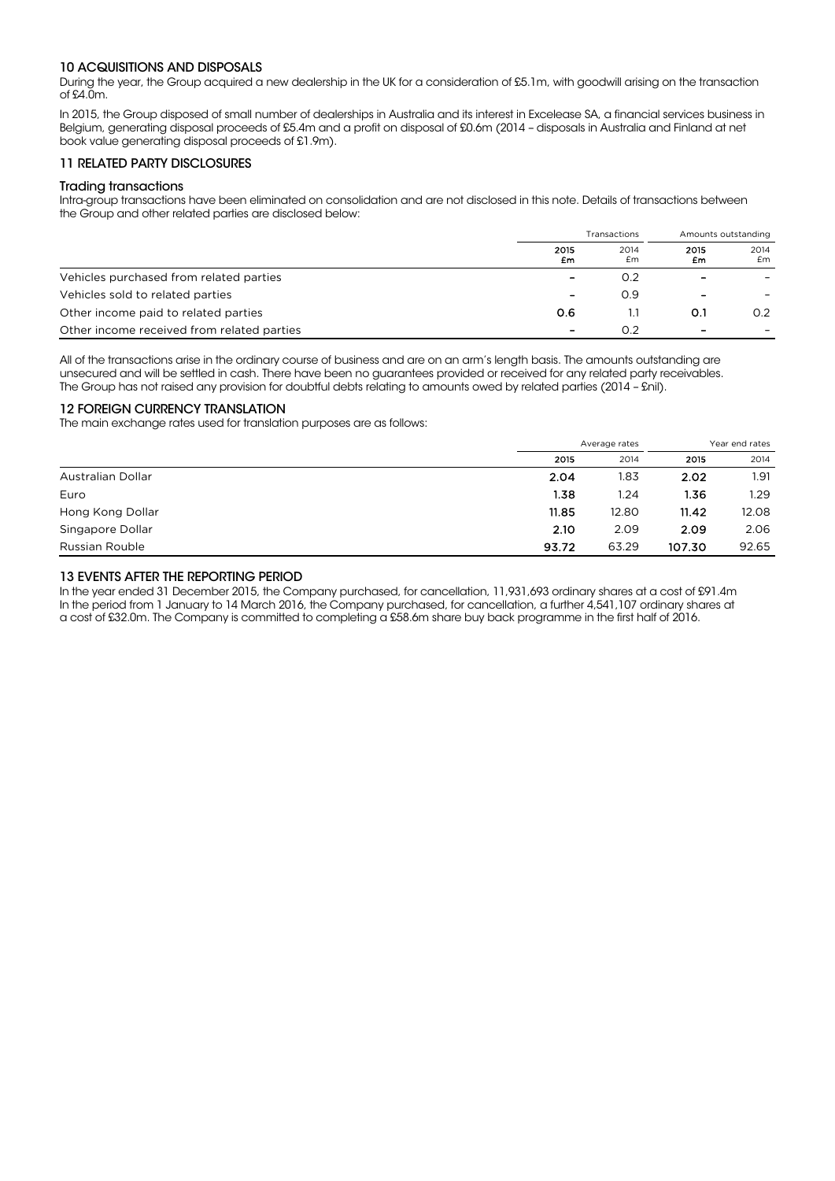## 10 ACQUISITIONS AND DISPOSALS

During the year, the Group acquired a new dealership in the UK for a consideration of £5.1m, with goodwill arising on the transaction of £4.0m.

In 2015, the Group disposed of small number of dealerships in Australia and its interest in Excelease SA, a financial services business in Belgium, generating disposal proceeds of £5.4m and a profit on disposal of £0.6m (2014 – disposals in Australia and Finland at net book value generating disposal proceeds of £1.9m).

## 11 RELATED PARTY DISCLOSURES

### Trading transactions

Intra-group transactions have been eliminated on consolidation and are not disclosed in this note. Details of transactions between the Group and other related parties are disclosed below:

| | Transactions | | Amounts outstanding | |
|---|---|---|---|---|
| | **2015 £m** | 2014 £m | **2015 £m** | 2014 £m |
| Vehicles purchased from related parties | **–** | 0.2 | **–** | – |
| Vehicles sold to related parties | **–** | 0.9 | **–** | – |
| Other income paid to related parties | **0.6** | 1.1 | **0.1** | 0.2 |
| Other income received from related parties | **–** | 0.2 | **–** | – |

All of the transactions arise in the ordinary course of business and are on an arm's length basis. The amounts outstanding are unsecured and will be settled in cash. There have been no guarantees provided or received for any related party receivables. The Group has not raised any provision for doubtful debts relating to amounts owed by related parties (2014 – £nil).

## 12 FOREIGN CURRENCY TRANSLATION

The main exchange rates used for translation purposes are as follows:

| | Average rates | | Year end rates | |
|---|---|---|---|---|
| | **2015** | 2014 | **2015** | 2014 |
| Australian Dollar | **2.04** | 1.83 | **2.02** | 1.91 |
| Euro | **1.38** | 1.24 | **1.36** | 1.29 |
| Hong Kong Dollar | **11.85** | 12.80 | **11.42** | 12.08 |
| Singapore Dollar | **2.10** | 2.09 | **2.09** | 2.06 |
| Russian Rouble | **93.72** | 63.29 | **107.30** | 92.65 |

## 13 EVENTS AFTER THE REPORTING PERIOD

In the year ended 31 December 2015, the Company purchased, for cancellation, 11,931,693 ordinary shares at a cost of £91.4m In the period from 1 January to 14 March 2016, the Company purchased, for cancellation, a further 4,541,107 ordinary shares at a cost of £32.0m. The Company is committed to completing a £58.6m share buy back programme in the first half of 2016.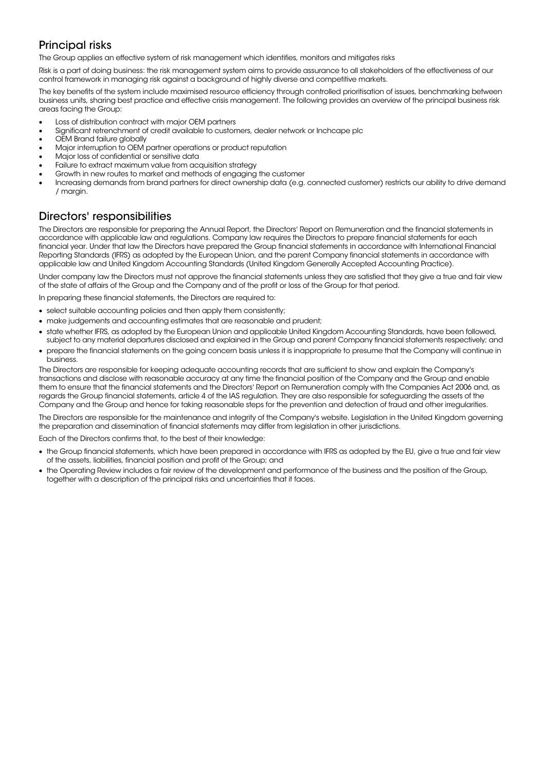## Principal risks

The Group applies an effective system of risk management which identifies, monitors and mitigates risks

Risk is a part of doing business: the risk management system aims to provide assurance to all stakeholders of the effectiveness of our control framework in managing risk against a background of highly diverse and competitive markets.

The key benefits of the system include maximised resource efficiency through controlled prioritisation of issues, benchmarking between business units, sharing best practice and effective crisis management. The following provides an overview of the principal business risk areas facing the Group:

- Loss of distribution contract with major OEM partners
- Significant retrenchment of credit available to customers, dealer network or Inchcape plc
- OEM Brand failure globally
- Major interruption to OEM partner operations or product reputation
- Major loss of confidential or sensitive data
- Failure to extract maximum value from acquisition strategy
- Growth in new routes to market and methods of engaging the customer
- Increasing demands from brand partners for direct ownership data (e.g. connected customer) restricts our ability to drive demand / margin.

## Directors' responsibilities

The Directors are responsible for preparing the Annual Report, the Directors' Report on Remuneration and the financial statements in accordance with applicable law and regulations. Company law requires the Directors to prepare financial statements for each financial year. Under that law the Directors have prepared the Group financial statements in accordance with International Financial Reporting Standards (IFRS) as adopted by the European Union, and the parent Company financial statements in accordance with applicable law and United Kingdom Accounting Standards (United Kingdom Generally Accepted Accounting Practice).

Under company law the Directors must not approve the financial statements unless they are satisfied that they give a true and fair view of the state of affairs of the Group and the Company and of the profit or loss of the Group for that period.

In preparing these financial statements, the Directors are required to:

- select suitable accounting policies and then apply them consistently;
- make judgements and accounting estimates that are reasonable and prudent;
- state whether IFRS, as adopted by the European Union and applicable United Kingdom Accounting Standards, have been followed, subject to any material departures disclosed and explained in the Group and parent Company financial statements respectively; and
- prepare the financial statements on the going concern basis unless it is inappropriate to presume that the Company will continue in business.

The Directors are responsible for keeping adequate accounting records that are sufficient to show and explain the Company's transactions and disclose with reasonable accuracy at any time the financial position of the Company and the Group and enable them to ensure that the financial statements and the Directors' Report on Remuneration comply with the Companies Act 2006 and, as regards the Group financial statements, article 4 of the IAS regulation. They are also responsible for safeguarding the assets of the Company and the Group and hence for taking reasonable steps for the prevention and detection of fraud and other irregularities.

The Directors are responsible for the maintenance and integrity of the Company's website. Legislation in the United Kingdom governing the preparation and dissemination of financial statements may differ from legislation in other jurisdictions.

Each of the Directors confirms that, to the best of their knowledge:

- the Group financial statements, which have been prepared in accordance with IFRS as adopted by the EU, give a true and fair view of the assets, liabilities, financial position and profit of the Group; and
- the Operating Review includes a fair review of the development and performance of the business and the position of the Group, together with a description of the principal risks and uncertainties that it faces.